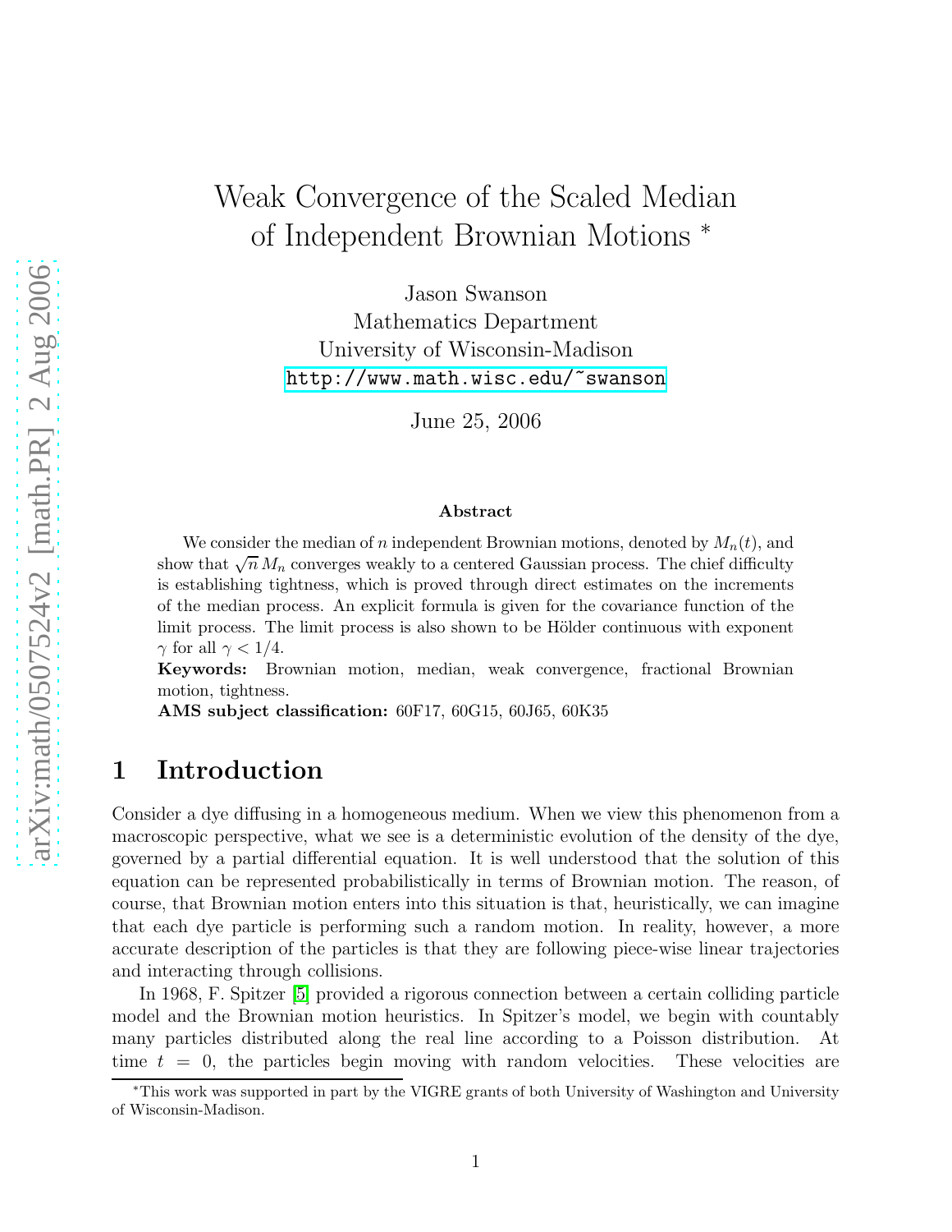# Weak Convergence of the Scaled Median of Independent Brownian Motions *

Jason Swanson
Mathematics Department
University of Wisconsin-Madison
http://www.math.wisc.edu/~swanson

June 25, 2006

### Abstract

We consider the median of $n$ independent Brownian motions, denoted by $M_n(t)$, and show that $\sqrt{n}\, M_n$ converges weakly to a centered Gaussian process. The chief difficulty is establishing tightness, which is proved through direct estimates on the increments of the median process. An explicit formula is given for the covariance function of the limit process. The limit process is also shown to be Hölder continuous with exponent $\gamma$ for all $\gamma < 1/4$.

**Keywords:** Brownian motion, median, weak convergence, fractional Brownian motion, tightness.

**AMS subject classification:** 60F17, 60G15, 60J65, 60K35

## 1 Introduction

Consider a dye diffusing in a homogeneous medium. When we view this phenomenon from a macroscopic perspective, what we see is a deterministic evolution of the density of the dye, governed by a partial differential equation. It is well understood that the solution of this equation can be represented probabilistically in terms of Brownian motion. The reason, of course, that Brownian motion enters into this situation is that, heuristically, we can imagine that each dye particle is performing such a random motion. In reality, however, a more accurate description of the particles is that they are following piece-wise linear trajectories and interacting through collisions.

In 1968, F. Spitzer [5] provided a rigorous connection between a certain colliding particle model and the Brownian motion heuristics. In Spitzer's model, we begin with countably many particles distributed along the real line according to a Poisson distribution. At time $t = 0$, the particles begin moving with random velocities. These velocities are

*This work was supported in part by the VIGRE grants of both University of Washington and University of Wisconsin-Madison.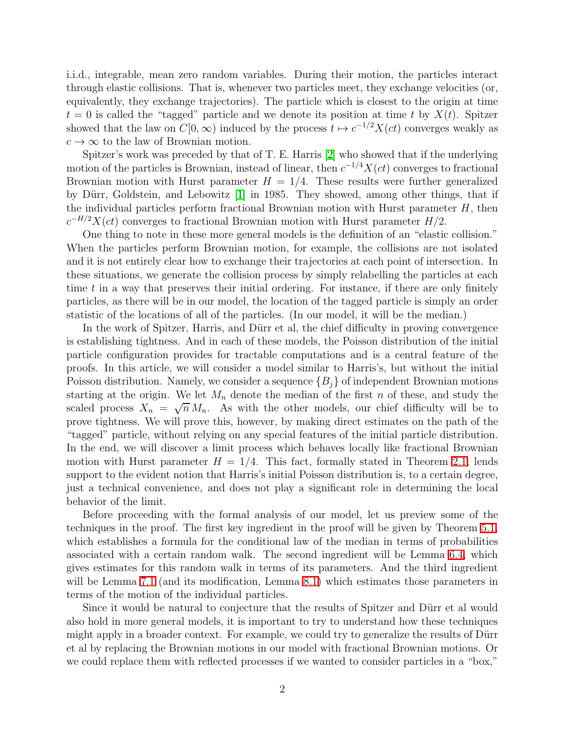i.i.d., integrable, mean zero random variables. During their motion, the particles interact through elastic collisions. That is, whenever two particles meet, they exchange velocities (or, equivalently, they exchange trajectories). The particle which is closest to the origin at time $t = 0$ is called the "tagged" particle and we denote its position at time $t$ by $X(t)$. Spitzer showed that the law on $C[0, \infty)$ induced by the process $t \mapsto c^{-1/2}X(ct)$ converges weakly as $c \to \infty$ to the law of Brownian motion.

Spitzer's work was preceded by that of T. E. Harris [2] who showed that if the underlying motion of the particles is Brownian, instead of linear, then $c^{-1/4}X(ct)$ converges to fractional Brownian motion with Hurst parameter $H = 1/4$. These results were further generalized by Dürr, Goldstein, and Lebowitz [1] in 1985. They showed, among other things, that if the individual particles perform fractional Brownian motion with Hurst parameter $H$, then $c^{-H/2}X(ct)$ converges to fractional Brownian motion with Hurst parameter $H/2$.

One thing to note in these more general models is the definition of an "elastic collision." When the particles perform Brownian motion, for example, the collisions are not isolated and it is not entirely clear how to exchange their trajectories at each point of intersection. In these situations, we generate the collision process by simply relabelling the particles at each time $t$ in a way that preserves their initial ordering. For instance, if there are only finitely particles, as there will be in our model, the location of the tagged particle is simply an order statistic of the locations of all of the particles. (In our model, it will be the median.)

In the work of Spitzer, Harris, and Dürr et al, the chief difficulty in proving convergence is establishing tightness. And in each of these models, the Poisson distribution of the initial particle configuration provides for tractable computations and is a central feature of the proofs. In this article, we will consider a model similar to Harris's, but without the initial Poisson distribution. Namely, we consider a sequence $\{B_j\}$ of independent Brownian motions starting at the origin. We let $M_n$ denote the median of the first $n$ of these, and study the scaled process $X_n = \sqrt{n}\, M_n$. As with the other models, our chief difficulty will be to prove tightness. We will prove this, however, by making direct estimates on the path of the "tagged" particle, without relying on any special features of the initial particle distribution. In the end, we will discover a limit process which behaves locally like fractional Brownian motion with Hurst parameter $H = 1/4$. This fact, formally stated in Theorem 2.1, lends support to the evident notion that Harris's initial Poisson distribution is, to a certain degree, just a technical convenience, and does not play a significant role in determining the local behavior of the limit.

Before proceeding with the formal analysis of our model, let us preview some of the techniques in the proof. The first key ingredient in the proof will be given by Theorem 5.1, which establishes a formula for the conditional law of the median in terms of probabilities associated with a certain random walk. The second ingredient will be Lemma 6.4, which gives estimates for this random walk in terms of its parameters. And the third ingredient will be Lemma 7.1 (and its modification, Lemma 8.1) which estimates those parameters in terms of the motion of the individual particles.

Since it would be natural to conjecture that the results of Spitzer and Dürr et al would also hold in more general models, it is important to try to understand how these techniques might apply in a broader context. For example, we could try to generalize the results of Dürr et al by replacing the Brownian motions in our model with fractional Brownian motions. Or we could replace them with reflected processes if we wanted to consider particles in a "box,"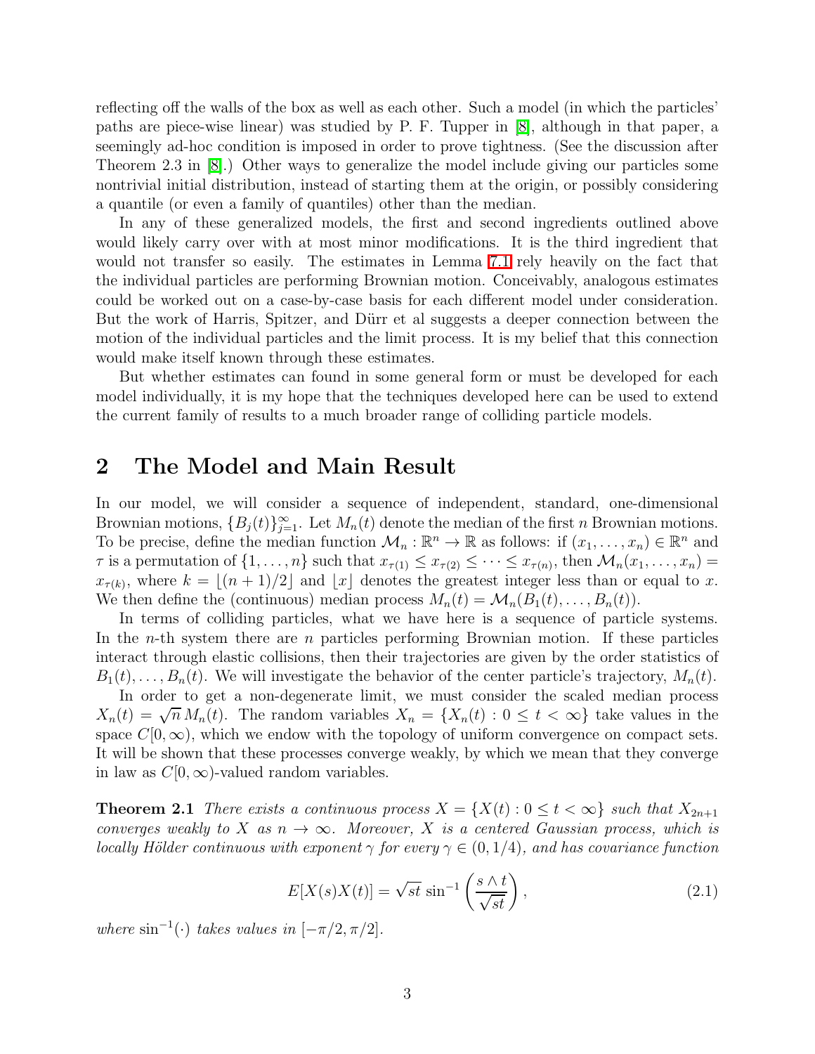reflecting off the walls of the box as well as each other. Such a model (in which the particles' paths are piece-wise linear) was studied by P. F. Tupper in [8], although in that paper, a seemingly ad-hoc condition is imposed in order to prove tightness. (See the discussion after Theorem 2.3 in [8].) Other ways to generalize the model include giving our particles some nontrivial initial distribution, instead of starting them at the origin, or possibly considering a quantile (or even a family of quantiles) other than the median.

In any of these generalized models, the first and second ingredients outlined above would likely carry over with at most minor modifications. It is the third ingredient that would not transfer so easily. The estimates in Lemma 7.1 rely heavily on the fact that the individual particles are performing Brownian motion. Conceivably, analogous estimates could be worked out on a case-by-case basis for each different model under consideration. But the work of Harris, Spitzer, and Dürr et al suggests a deeper connection between the motion of the individual particles and the limit process. It is my belief that this connection would make itself known through these estimates.

But whether estimates can found in some general form or must be developed for each model individually, it is my hope that the techniques developed here can be used to extend the current family of results to a much broader range of colliding particle models.

## 2 The Model and Main Result

In our model, we will consider a sequence of independent, standard, one-dimensional Brownian motions, $\{B_j(t)\}_{j=1}^{\infty}$. Let $M_n(t)$ denote the median of the first $n$ Brownian motions. To be precise, define the median function $\mathcal{M}_n : \mathbb{R}^n \to \mathbb{R}$ as follows: if $(x_1, \dots, x_n) \in \mathbb{R}^n$ and $\tau$ is a permutation of $\{1, \dots, n\}$ such that $x_{\tau(1)} \le x_{\tau(2)} \le \cdots \le x_{\tau(n)}$, then $\mathcal{M}_n(x_1, \dots, x_n) = x_{\tau(k)}$, where $k = \lfloor (n+1)/2 \rfloor$ and $\lfloor x \rfloor$ denotes the greatest integer less than or equal to $x$. We then define the (continuous) median process $M_n(t) = \mathcal{M}_n(B_1(t), \dots, B_n(t))$.

In terms of colliding particles, what we have here is a sequence of particle systems. In the $n$-th system there are $n$ particles performing Brownian motion. If these particles interact through elastic collisions, then their trajectories are given by the order statistics of $B_1(t), \dots, B_n(t)$. We will investigate the behavior of the center particle's trajectory, $M_n(t)$.

In order to get a non-degenerate limit, we must consider the scaled median process $X_n(t) = \sqrt{n}\, M_n(t)$. The random variables $X_n = \{X_n(t) : 0 \le t < \infty\}$ take values in the space $C[0, \infty)$, which we endow with the topology of uniform convergence on compact sets. It will be shown that these processes converge weakly, by which we mean that they converge in law as $C[0, \infty)$-valued random variables.

**Theorem 2.1** *There exists a continuous process $X = \{X(t) : 0 \le t < \infty\}$ such that $X_{2n+1}$ converges weakly to $X$ as $n \to \infty$. Moreover, $X$ is a centered Gaussian process, which is locally Hölder continuous with exponent $\gamma$ for every $\gamma \in (0, 1/4)$, and has covariance function*

$$E[X(s)X(t)] = \sqrt{st}\, \sin^{-1}\left(\frac{s \wedge t}{\sqrt{st}}\right), \tag{2.1}$$

*where $\sin^{-1}(\cdot)$ takes values in $[-\pi/2, \pi/2]$.*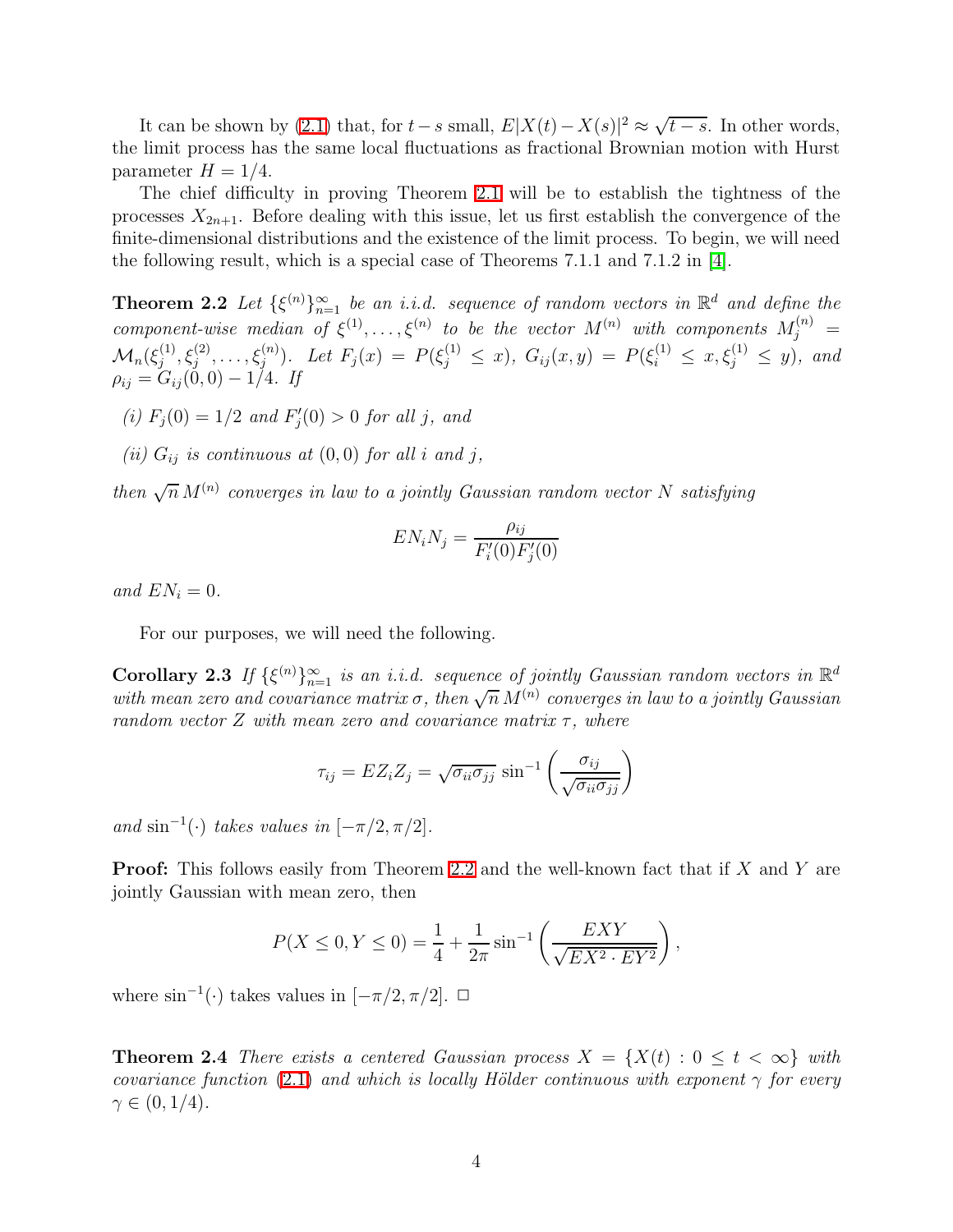It can be shown by (2.1) that, for $t-s$ small, $E|X(t)-X(s)|^2 \approx \sqrt{t-s}$. In other words, the limit process has the same local fluctuations as fractional Brownian motion with Hurst parameter $H = 1/4$.

The chief difficulty in proving Theorem 2.1 will be to establish the tightness of the processes $X_{2n+1}$. Before dealing with this issue, let us first establish the convergence of the finite-dimensional distributions and the existence of the limit process. To begin, we will need the following result, which is a special case of Theorems 7.1.1 and 7.1.2 in [4].

**Theorem 2.2** *Let $\{\xi^{(n)}\}_{n=1}^\infty$ be an i.i.d. sequence of random vectors in $\mathbb{R}^d$ and define the component-wise median of $\xi^{(1)}, \ldots, \xi^{(n)}$ to be the vector $M^{(n)}$ with components $M_j^{(n)} = \mathcal{M}_n(\xi_j^{(1)}, \xi_j^{(2)}, \ldots, \xi_j^{(n)})$. Let $F_j(x) = P(\xi_j^{(1)} \le x)$, $G_{ij}(x,y) = P(\xi_i^{(1)} \le x, \xi_j^{(1)} \le y)$, and $\rho_{ij} = G_{ij}(0,0) - 1/4$. If*

*(i) $F_j(0) = 1/2$ and $F_j'(0) > 0$ for all $j$, and*

*(ii) $G_{ij}$ is continuous at $(0,0)$ for all $i$ and $j$,*

*then $\sqrt{n}\, M^{(n)}$ converges in law to a jointly Gaussian random vector $N$ satisfying*

$$EN_iN_j = \frac{\rho_{ij}}{F_i'(0)F_j'(0)}$$

*and $EN_i = 0$.*

For our purposes, we will need the following.

**Corollary 2.3** *If $\{\xi^{(n)}\}_{n=1}^\infty$ is an i.i.d. sequence of jointly Gaussian random vectors in $\mathbb{R}^d$ with mean zero and covariance matrix $\sigma$, then $\sqrt{n}\, M^{(n)}$ converges in law to a jointly Gaussian random vector $Z$ with mean zero and covariance matrix $\tau$, where*

$$\tau_{ij} = EZ_iZ_j = \sqrt{\sigma_{ii}\sigma_{jj}}\, \sin^{-1}\left(\frac{\sigma_{ij}}{\sqrt{\sigma_{ii}\sigma_{jj}}}\right)$$

*and $\sin^{-1}(\cdot)$ takes values in $[-\pi/2, \pi/2]$.*

**Proof:** This follows easily from Theorem 2.2 and the well-known fact that if $X$ and $Y$ are jointly Gaussian with mean zero, then

$$P(X \le 0, Y \le 0) = \frac{1}{4} + \frac{1}{2\pi}\sin^{-1}\left(\frac{EXY}{\sqrt{EX^2 \cdot EY^2}}\right),$$

where $\sin^{-1}(\cdot)$ takes values in $[-\pi/2, \pi/2]$. $\square$

**Theorem 2.4** *There exists a centered Gaussian process $X = \{X(t) : 0 \le t < \infty\}$ with covariance function (2.1) and which is locally Hölder continuous with exponent $\gamma$ for every $\gamma \in (0, 1/4)$.*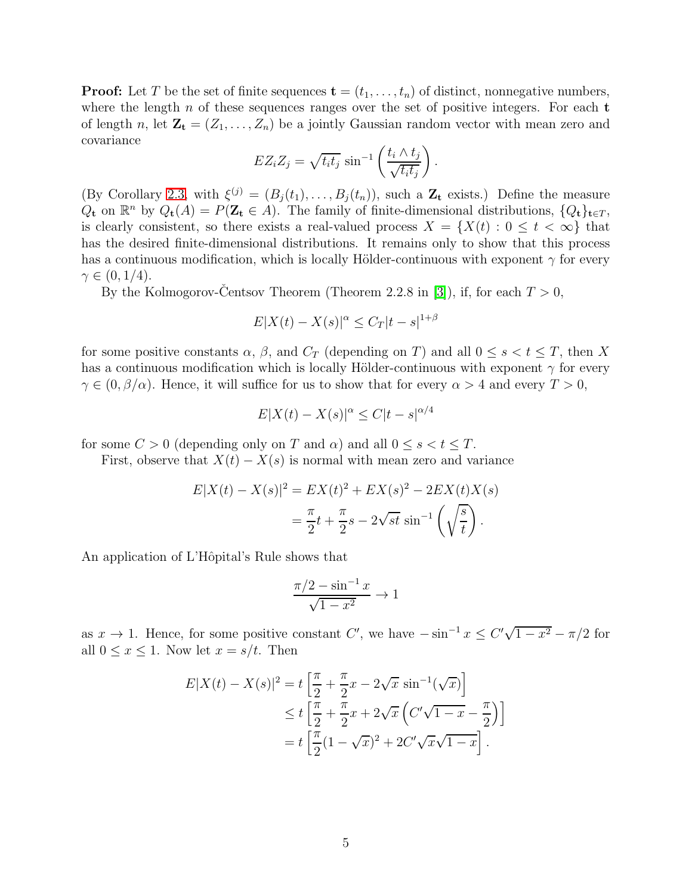**Proof:** Let $T$ be the set of finite sequences $\mathbf{t} = (t_1, \ldots, t_n)$ of distinct, nonnegative numbers, where the length $n$ of these sequences ranges over the set of positive integers. For each $\mathbf{t}$ of length $n$, let $\mathbf{Z_t} = (Z_1, \ldots, Z_n)$ be a jointly Gaussian random vector with mean zero and covariance

$$EZ_iZ_j = \sqrt{t_it_j}\, \sin^{-1}\left(\frac{t_i \wedge t_j}{\sqrt{t_it_j}}\right).$$

(By Corollary 2.3, with $\xi^{(j)} = (B_j(t_1), \ldots, B_j(t_n))$, such a $\mathbf{Z_t}$ exists.) Define the measure $Q_\mathbf{t}$ on $\mathbb{R}^n$ by $Q_\mathbf{t}(A) = P(\mathbf{Z_t} \in A)$. The family of finite-dimensional distributions, $\{Q_\mathbf{t}\}_{\mathbf{t}\in T}$, is clearly consistent, so there exists a real-valued process $X = \{X(t) : 0 \le t < \infty\}$ that has the desired finite-dimensional distributions. It remains only to show that this process has a continuous modification, which is locally Hölder-continuous with exponent $\gamma$ for every $\gamma \in (0, 1/4)$.

By the Kolmogorov-Čentsov Theorem (Theorem 2.2.8 in [3]), if, for each $T > 0$,

$$E|X(t) - X(s)|^\alpha \le C_T|t - s|^{1+\beta}$$

for some positive constants $\alpha$, $\beta$, and $C_T$ (depending on $T$) and all $0 \le s < t \le T$, then $X$ has a continuous modification which is locally Hölder-continuous with exponent $\gamma$ for every $\gamma \in (0, \beta/\alpha)$. Hence, it will suffice for us to show that for every $\alpha > 4$ and every $T > 0$,

$$E|X(t) - X(s)|^\alpha \le C|t - s|^{\alpha/4}$$

for some $C > 0$ (depending only on $T$ and $\alpha$) and all $0 \le s < t \le T$.

First, observe that $X(t) - X(s)$ is normal with mean zero and variance

$$\begin{aligned}
E|X(t) - X(s)|^2 &= EX(t)^2 + EX(s)^2 - 2EX(t)X(s)\\
&= \frac{\pi}{2}t + \frac{\pi}{2}s - 2\sqrt{st}\, \sin^{-1}\left(\sqrt{\frac{s}{t}}\right).
\end{aligned}$$

An application of L'Hôpital's Rule shows that

$$\frac{\pi/2 - \sin^{-1} x}{\sqrt{1 - x^2}} \to 1$$

as $x \to 1$. Hence, for some positive constant $C'$, we have $-\sin^{-1} x \le C'\sqrt{1 - x^2} - \pi/2$ for all $0 \le x \le 1$. Now let $x = s/t$. Then

$$\begin{aligned}
E|X(t) - X(s)|^2 &= t\left[\frac{\pi}{2} + \frac{\pi}{2}x - 2\sqrt{x}\, \sin^{-1}(\sqrt{x})\right]\\
&\le t\left[\frac{\pi}{2} + \frac{\pi}{2}x + 2\sqrt{x}\left(C'\sqrt{1 - x} - \frac{\pi}{2}\right)\right]\\
&= t\left[\frac{\pi}{2}(1 - \sqrt{x})^2 + 2C'\sqrt{x}\sqrt{1 - x}\right].
\end{aligned}$$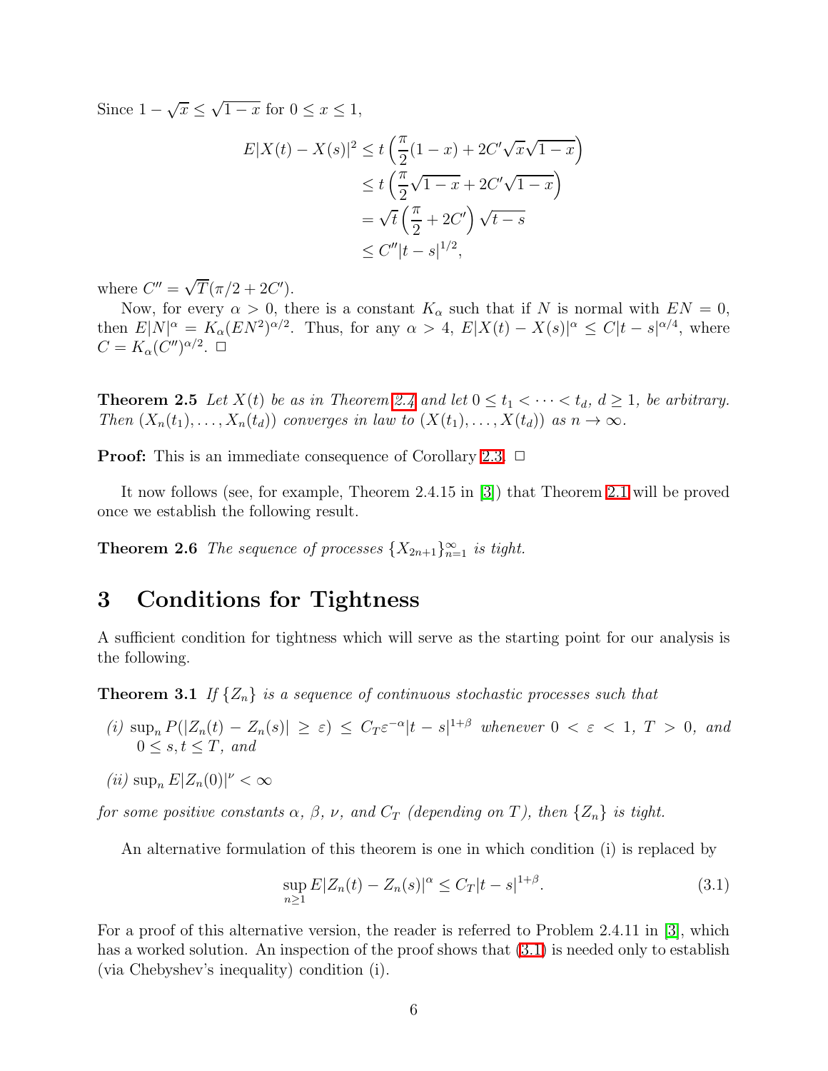Since $1 - \sqrt{x} \leq \sqrt{1-x}$ for $0 \leq x \leq 1$,

$$
\begin{aligned}
E|X(t) - X(s)|^2 &\leq t\left(\frac{\pi}{2}(1-x) + 2C'\sqrt{x}\sqrt{1-x}\right) \\
&\leq t\left(\frac{\pi}{2}\sqrt{1-x} + 2C'\sqrt{1-x}\right) \\
&= \sqrt{t}\left(\frac{\pi}{2} + 2C'\right)\sqrt{t-s} \\
&\leq C''|t-s|^{1/2},
\end{aligned}
$$

where $C'' = \sqrt{T}(\pi/2 + 2C')$.

Now, for every $\alpha > 0$, there is a constant $K_\alpha$ such that if $N$ is normal with $EN = 0$, then $E|N|^\alpha = K_\alpha(EN^2)^{\alpha/2}$. Thus, for any $\alpha > 4$, $E|X(t) - X(s)|^\alpha \leq C|t-s|^{\alpha/4}$, where $C = K_\alpha(C'')^{\alpha/2}$. □

**Theorem 2.5** *Let $X(t)$ be as in Theorem 2.4 and let $0 \leq t_1 < \cdots < t_d$, $d \geq 1$, be arbitrary. Then $(X_n(t_1), \ldots, X_n(t_d))$ converges in law to $(X(t_1), \ldots, X(t_d))$ as $n \to \infty$.*

**Proof:** This is an immediate consequence of Corollary 2.3. □

It now follows (see, for example, Theorem 2.4.15 in [3]) that Theorem 2.1 will be proved once we establish the following result.

**Theorem 2.6** *The sequence of processes $\{X_{2n+1}\}_{n=1}^\infty$ is tight.*

# 3 Conditions for Tightness

A sufficient condition for tightness which will serve as the starting point for our analysis is the following.

**Theorem 3.1** *If $\{Z_n\}$ is a sequence of continuous stochastic processes such that*

*(i) $\sup_n P(|Z_n(t) - Z_n(s)| \geq \varepsilon) \leq C_T \varepsilon^{-\alpha}|t-s|^{1+\beta}$ whenever $0 < \varepsilon < 1$, $T > 0$, and $0 \leq s, t \leq T$, and*

*(ii) $\sup_n E|Z_n(0)|^\nu < \infty$*

*for some positive constants $\alpha$, $\beta$, $\nu$, and $C_T$ (depending on $T$), then $\{Z_n\}$ is tight.*

An alternative formulation of this theorem is one in which condition (i) is replaced by

$$
\sup_{n \geq 1} E|Z_n(t) - Z_n(s)|^\alpha \leq C_T|t-s|^{1+\beta}. \tag{3.1}
$$

For a proof of this alternative version, the reader is referred to Problem 2.4.11 in [3], which has a worked solution. An inspection of the proof shows that (3.1) is needed only to establish (via Chebyshev's inequality) condition (i).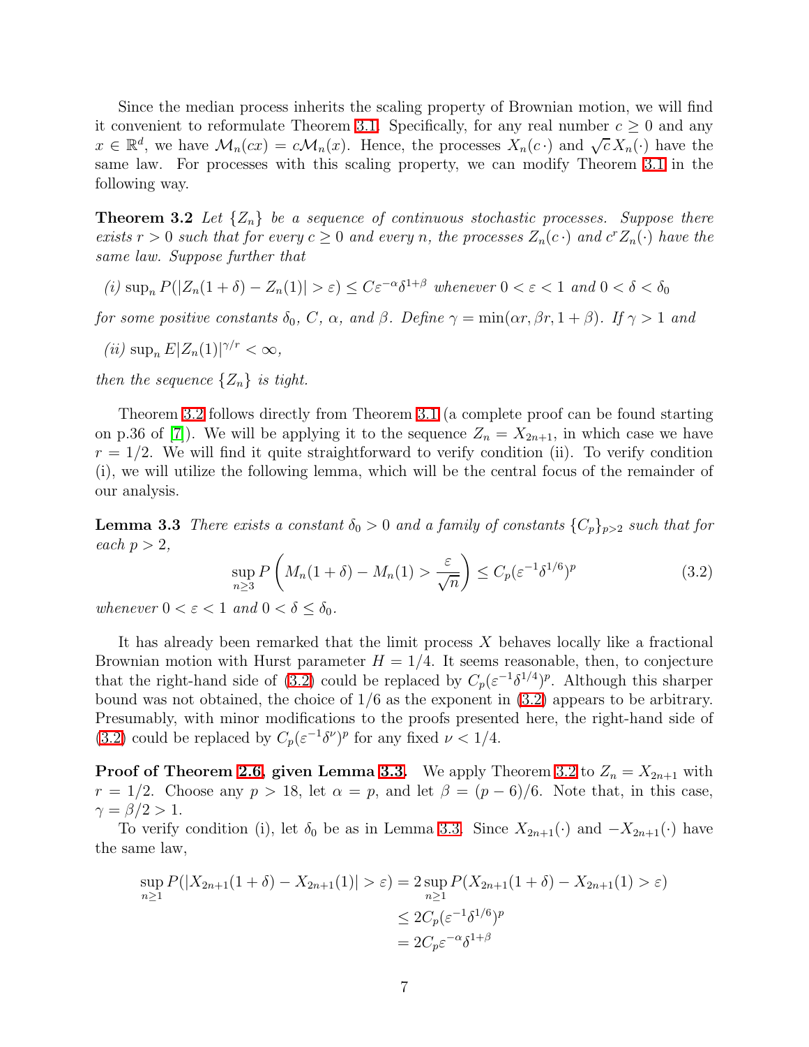Since the median process inherits the scaling property of Brownian motion, we will find it convenient to reformulate Theorem 3.1. Specifically, for any real number $c \geq 0$ and any $x \in \mathbb{R}^d$, we have $\mathcal{M}_n(cx) = c\mathcal{M}_n(x)$. Hence, the processes $X_n(c\,\cdot)$ and $\sqrt{c}X_n(\cdot)$ have the same law. For processes with this scaling property, we can modify Theorem 3.1 in the following way.

**Theorem 3.2** *Let $\{Z_n\}$ be a sequence of continuous stochastic processes. Suppose there exists $r > 0$ such that for every $c \geq 0$ and every $n$, the processes $Z_n(c\,\cdot)$ and $c^r Z_n(\cdot)$ have the same law. Suppose further that*

*(i) $\sup_n P(|Z_n(1+\delta) - Z_n(1)| > \varepsilon) \leq C\varepsilon^{-\alpha}\delta^{1+\beta}$ whenever $0 < \varepsilon < 1$ and $0 < \delta < \delta_0$*

*for some positive constants $\delta_0$, $C$, $\alpha$, and $\beta$. Define $\gamma = \min(\alpha r, \beta r, 1+\beta)$. If $\gamma > 1$ and*

*(ii) $\sup_n E|Z_n(1)|^{\gamma/r} < \infty$,*

*then the sequence $\{Z_n\}$ is tight.*

Theorem 3.2 follows directly from Theorem 3.1 (a complete proof can be found starting on p.36 of [7]). We will be applying it to the sequence $Z_n = X_{2n+1}$, in which case we have $r = 1/2$. We will find it quite straightforward to verify condition (ii). To verify condition (i), we will utilize the following lemma, which will be the central focus of the remainder of our analysis.

**Lemma 3.3** *There exists a constant $\delta_0 > 0$ and a family of constants $\{C_p\}_{p>2}$ such that for each $p > 2$,*

$$\sup_{n \geq 3} P\left(M_n(1+\delta) - M_n(1) > \frac{\varepsilon}{\sqrt{n}}\right) \leq C_p(\varepsilon^{-1}\delta^{1/6})^p \tag{3.2}$$

*whenever $0 < \varepsilon < 1$ and $0 < \delta \leq \delta_0$.*

It has already been remarked that the limit process $X$ behaves locally like a fractional Brownian motion with Hurst parameter $H = 1/4$. It seems reasonable, then, to conjecture that the right-hand side of (3.2) could be replaced by $C_p(\varepsilon^{-1}\delta^{1/4})^p$. Although this sharper bound was not obtained, the choice of $1/6$ as the exponent in (3.2) appears to be arbitrary. Presumably, with minor modifications to the proofs presented here, the right-hand side of (3.2) could be replaced by $C_p(\varepsilon^{-1}\delta^{\nu})^p$ for any fixed $\nu < 1/4$.

**Proof of Theorem 2.6, given Lemma 3.3.** We apply Theorem 3.2 to $Z_n = X_{2n+1}$ with $r = 1/2$. Choose any $p > 18$, let $\alpha = p$, and let $\beta = (p-6)/6$. Note that, in this case, $\gamma = \beta/2 > 1$.

To verify condition (i), let $\delta_0$ be as in Lemma 3.3. Since $X_{2n+1}(\cdot)$ and $-X_{2n+1}(\cdot)$ have the same law,

$$\begin{aligned}
\sup_{n \geq 1} P(|X_{2n+1}(1+\delta) - X_{2n+1}(1)| > \varepsilon) &= 2\sup_{n \geq 1} P(X_{2n+1}(1+\delta) - X_{2n+1}(1) > \varepsilon) \\
&\leq 2C_p(\varepsilon^{-1}\delta^{1/6})^p \\
&= 2C_p\varepsilon^{-\alpha}\delta^{1+\beta}
\end{aligned}$$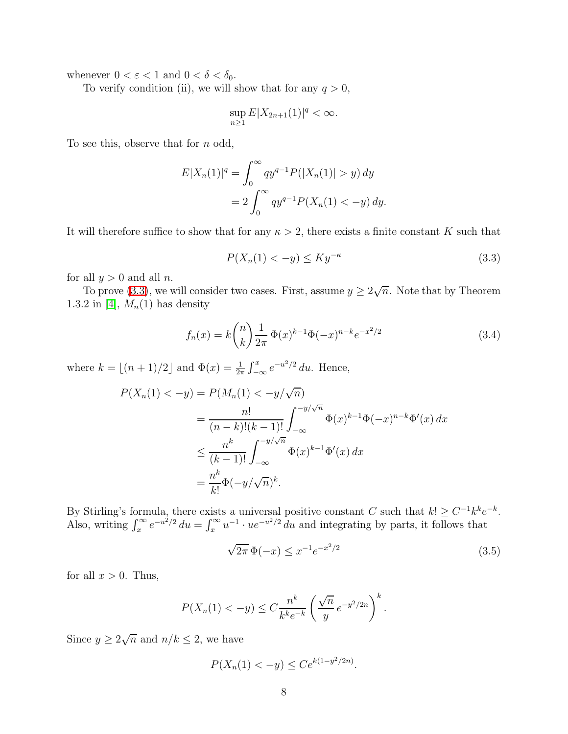whenever $0 < \varepsilon < 1$ and $0 < \delta < \delta_0$.

To verify condition (ii), we will show that for any $q > 0$,

$$\sup_{n \geq 1} E|X_{2n+1}(1)|^q < \infty.$$

To see this, observe that for $n$ odd,

$$\begin{aligned} E|X_n(1)|^q &= \int_0^\infty q y^{q-1} P(|X_n(1)| > y)\, dy \\ &= 2 \int_0^\infty q y^{q-1} P(X_n(1) < -y)\, dy. \end{aligned}$$

It will therefore suffice to show that for any $\kappa > 2$, there exists a finite constant $K$ such that

$$P(X_n(1) < -y) \leq K y^{-\kappa} \tag{3.3}$$

for all $y > 0$ and all $n$.

To prove (3.3), we will consider two cases. First, assume $y \geq 2\sqrt{n}$. Note that by Theorem 1.3.2 in [4], $M_n(1)$ has density

$$f_n(x) = k \binom{n}{k} \frac{1}{2\pi}\, \Phi(x)^{k-1} \Phi(-x)^{n-k} e^{-x^2/2} \tag{3.4}$$

where $k = \lfloor (n+1)/2 \rfloor$ and $\Phi(x) = \frac{1}{2\pi} \int_{-\infty}^x e^{-u^2/2}\, du$. Hence,

$$\begin{aligned} P(X_n(1) < -y) &= P(M_n(1) < -y/\sqrt{n}) \\ &= \frac{n!}{(n-k)!(k-1)!} \int_{-\infty}^{-y/\sqrt{n}} \Phi(x)^{k-1} \Phi(-x)^{n-k} \Phi'(x)\, dx \\ &\leq \frac{n^k}{(k-1)!} \int_{-\infty}^{-y/\sqrt{n}} \Phi(x)^{k-1} \Phi'(x)\, dx \\ &= \frac{n^k}{k!} \Phi(-y/\sqrt{n})^k. \end{aligned}$$

By Stirling's formula, there exists a universal positive constant $C$ such that $k! \geq C^{-1} k^k e^{-k}$. Also, writing $\int_x^\infty e^{-u^2/2}\, du = \int_x^\infty u^{-1} \cdot u e^{-u^2/2}\, du$ and integrating by parts, it follows that

$$\sqrt{2\pi}\, \Phi(-x) \leq x^{-1} e^{-x^2/2} \tag{3.5}$$

for all $x > 0$. Thus,

$$P(X_n(1) < -y) \leq C \frac{n^k}{k^k e^{-k}} \left( \frac{\sqrt{n}}{y}\, e^{-y^2/2n} \right)^k.$$

Since $y \geq 2\sqrt{n}$ and $n/k \leq 2$, we have

$$P(X_n(1) < -y) \leq C e^{k(1 - y^2/2n)}.$$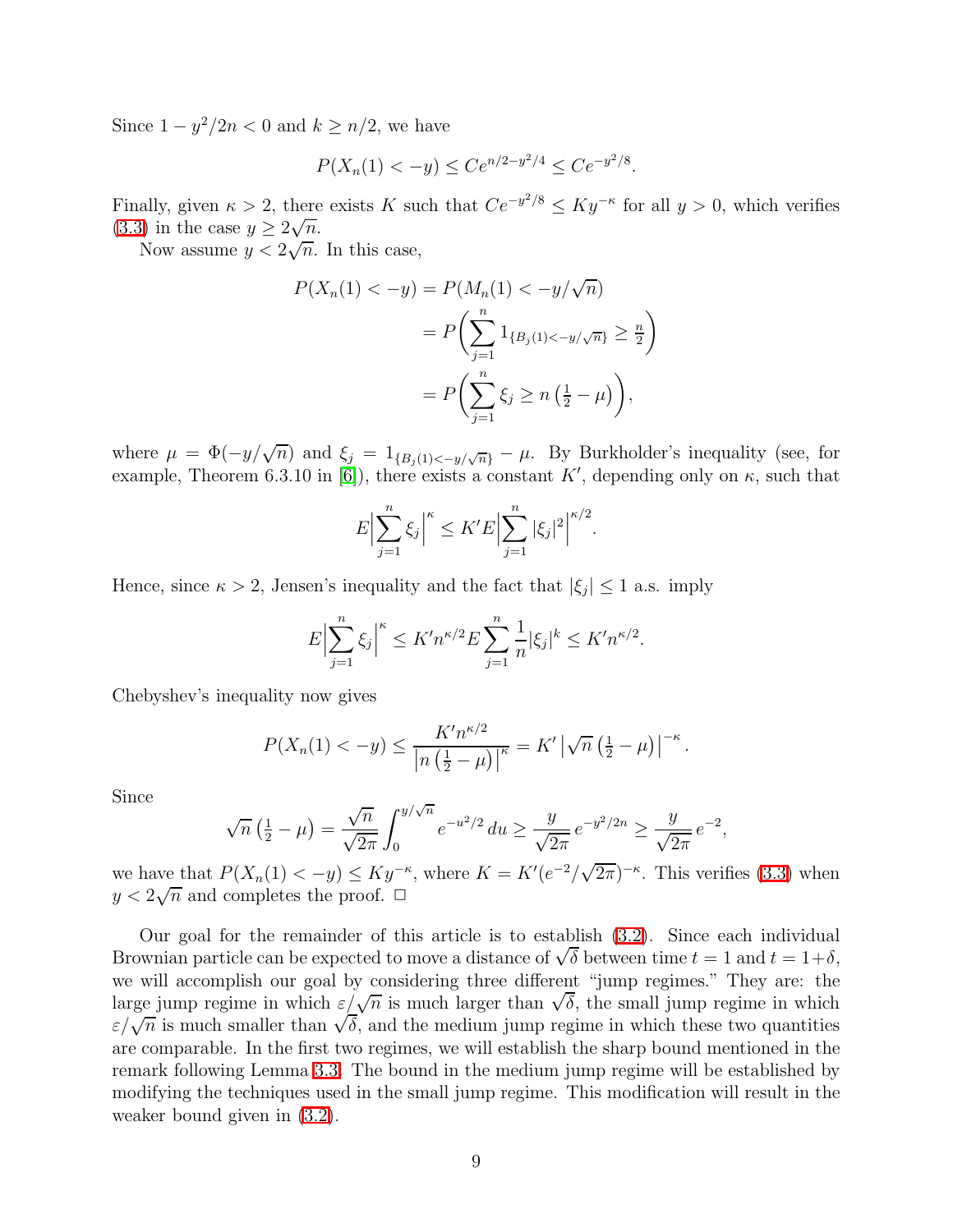Since $1 - y^2/2n < 0$ and $k \geq n/2$, we have

$$P(X_n(1) < -y) \leq Ce^{n/2 - y^2/4} \leq Ce^{-y^2/8}.$$

Finally, given $\kappa > 2$, there exists $K$ such that $Ce^{-y^2/8} \leq Ky^{-\kappa}$ for all $y > 0$, which verifies (3.3) in the case $y \geq 2\sqrt{n}$.

Now assume $y < 2\sqrt{n}$. In this case,

$$\begin{aligned}
P(X_n(1) < -y) &= P(M_n(1) < -y/\sqrt{n}) \\
&= P\bigg( \sum_{j=1}^n 1_{\{B_j(1) < -y/\sqrt{n}\}} \geq \tfrac{n}{2} \bigg) \\
&= P\bigg( \sum_{j=1}^n \xi_j \geq n\left(\tfrac{1}{2} - \mu\right) \bigg),
\end{aligned}$$

where $\mu = \Phi(-y/\sqrt{n})$ and $\xi_j = 1_{\{B_j(1) < -y/\sqrt{n}\}} - \mu$. By Burkholder's inequality (see, for example, Theorem 6.3.10 in [6]), there exists a constant $K'$, depending only on $\kappa$, such that

$$E\Big|\sum_{j=1}^n \xi_j\Big|^\kappa \leq K' E\Big|\sum_{j=1}^n |\xi_j|^2\Big|^{\kappa/2}.$$

Hence, since $\kappa > 2$, Jensen's inequality and the fact that $|\xi_j| \leq 1$ a.s. imply

$$E\Big|\sum_{j=1}^n \xi_j\Big|^\kappa \leq K' n^{\kappa/2} E \sum_{j=1}^n \frac{1}{n}|\xi_j|^k \leq K' n^{\kappa/2}.$$

Chebyshev's inequality now gives

$$P(X_n(1) < -y) \leq \frac{K' n^{\kappa/2}}{\left|n\left(\frac{1}{2} - \mu\right)\right|^\kappa} = K' \left|\sqrt{n}\left(\tfrac{1}{2} - \mu\right)\right|^{-\kappa}.$$

Since

$$\sqrt{n}\left(\tfrac{1}{2} - \mu\right) = \frac{\sqrt{n}}{\sqrt{2\pi}} \int_0^{y/\sqrt{n}} e^{-u^2/2}\,du \geq \frac{y}{\sqrt{2\pi}}\,e^{-y^2/2n} \geq \frac{y}{\sqrt{2\pi}}\,e^{-2},$$

we have that $P(X_n(1) < -y) \leq Ky^{-\kappa}$, where $K = K'(e^{-2}/\sqrt{2\pi})^{-\kappa}$. This verifies (3.3) when $y < 2\sqrt{n}$ and completes the proof. □

Our goal for the remainder of this article is to establish (3.2). Since each individual Brownian particle can be expected to move a distance of $\sqrt{\delta}$ between time $t = 1$ and $t = 1+\delta$, we will accomplish our goal by considering three different "jump regimes." They are: the large jump regime in which $\varepsilon/\sqrt{n}$ is much larger than $\sqrt{\delta}$, the small jump regime in which $\varepsilon/\sqrt{n}$ is much smaller than $\sqrt{\delta}$, and the medium jump regime in which these two quantities are comparable. In the first two regimes, we will establish the sharp bound mentioned in the remark following Lemma 3.3. The bound in the medium jump regime will be established by modifying the techniques used in the small jump regime. This modification will result in the weaker bound given in (3.2).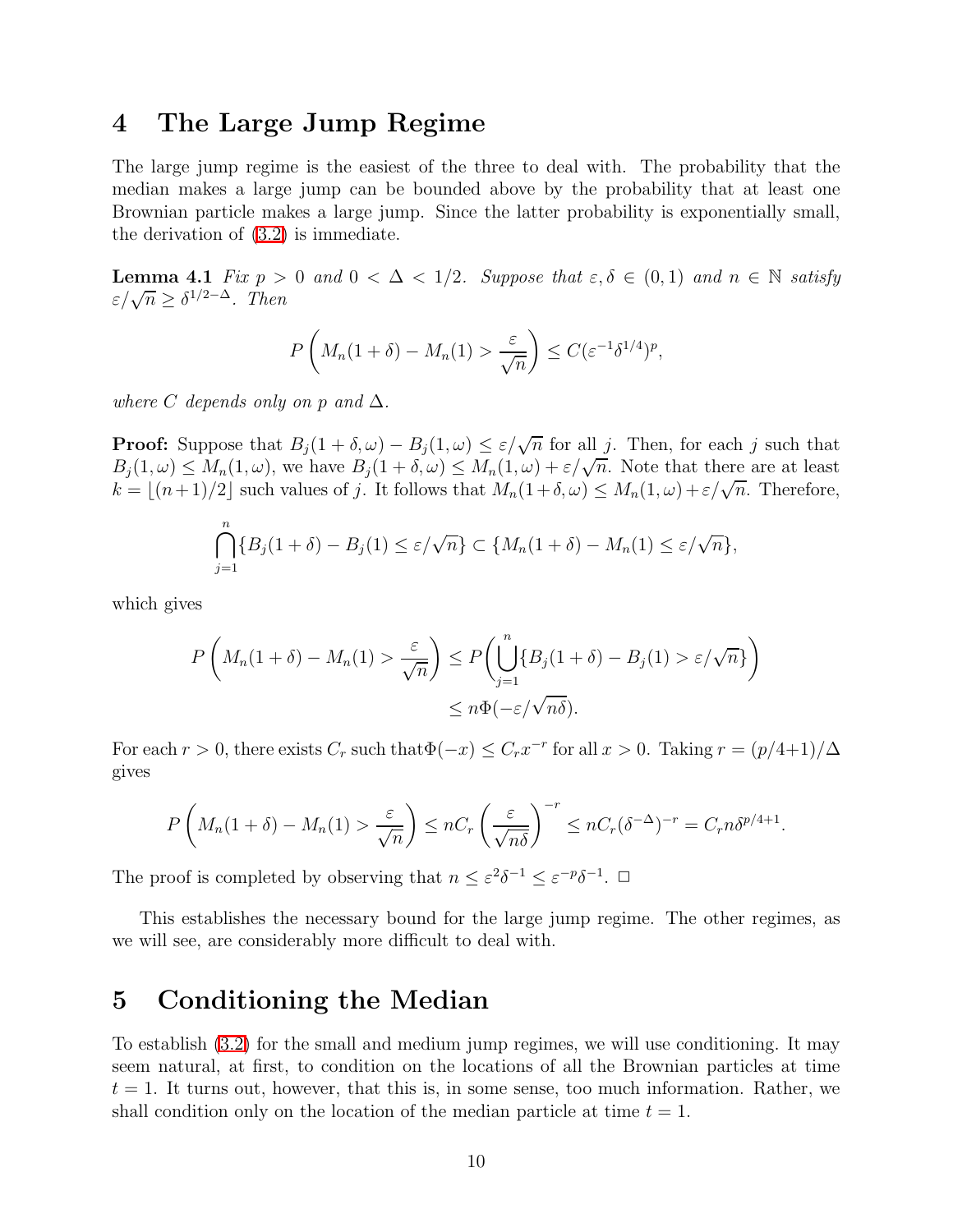# 4 The Large Jump Regime

The large jump regime is the easiest of the three to deal with. The probability that the median makes a large jump can be bounded above by the probability that at least one Brownian particle makes a large jump. Since the latter probability is exponentially small, the derivation of (3.2) is immediate.

**Lemma 4.1** *Fix $p > 0$ and $0 < \Delta < 1/2$. Suppose that $\varepsilon, \delta \in (0,1)$ and $n \in \mathbb{N}$ satisfy $\varepsilon/\sqrt{n} \geq \delta^{1/2-\Delta}$. Then*

$$P\left(M_n(1+\delta) - M_n(1) > \frac{\varepsilon}{\sqrt{n}}\right) \leq C(\varepsilon^{-1}\delta^{1/4})^p,$$

*where $C$ depends only on $p$ and $\Delta$.*

**Proof:** Suppose that $B_j(1+\delta,\omega) - B_j(1,\omega) \leq \varepsilon/\sqrt{n}$ for all $j$. Then, for each $j$ such that $B_j(1,\omega) \leq M_n(1,\omega)$, we have $B_j(1+\delta,\omega) \leq M_n(1,\omega) + \varepsilon/\sqrt{n}$. Note that there are at least $k = \lfloor (n+1)/2 \rfloor$ such values of $j$. It follows that $M_n(1+\delta,\omega) \leq M_n(1,\omega) + \varepsilon/\sqrt{n}$. Therefore,

$$\bigcap_{j=1}^{n} \{B_j(1+\delta) - B_j(1) \leq \varepsilon/\sqrt{n}\} \subset \{M_n(1+\delta) - M_n(1) \leq \varepsilon/\sqrt{n}\},$$

which gives

$$\begin{aligned} P\left(M_n(1+\delta) - M_n(1) > \frac{\varepsilon}{\sqrt{n}}\right) &\leq P\left(\bigcup_{j=1}^{n} \{B_j(1+\delta) - B_j(1) > \varepsilon/\sqrt{n}\}\right) \\ &\leq n\Phi(-\varepsilon/\sqrt{n\delta}). \end{aligned}$$

For each $r > 0$, there exists $C_r$ such that$\Phi(-x) \leq C_r x^{-r}$ for all $x > 0$. Taking $r = (p/4+1)/\Delta$ gives

$$P\left(M_n(1+\delta) - M_n(1) > \frac{\varepsilon}{\sqrt{n}}\right) \leq nC_r \left(\frac{\varepsilon}{\sqrt{n\delta}}\right)^{-r} \leq nC_r(\delta^{-\Delta})^{-r} = C_r n\delta^{p/4+1}.$$

The proof is completed by observing that $n \leq \varepsilon^2\delta^{-1} \leq \varepsilon^{-p}\delta^{-1}$. $\square$

This establishes the necessary bound for the large jump regime. The other regimes, as we will see, are considerably more difficult to deal with.

# 5 Conditioning the Median

To establish (3.2) for the small and medium jump regimes, we will use conditioning. It may seem natural, at first, to condition on the locations of all the Brownian particles at time $t = 1$. It turns out, however, that this is, in some sense, too much information. Rather, we shall condition only on the location of the median particle at time $t = 1$.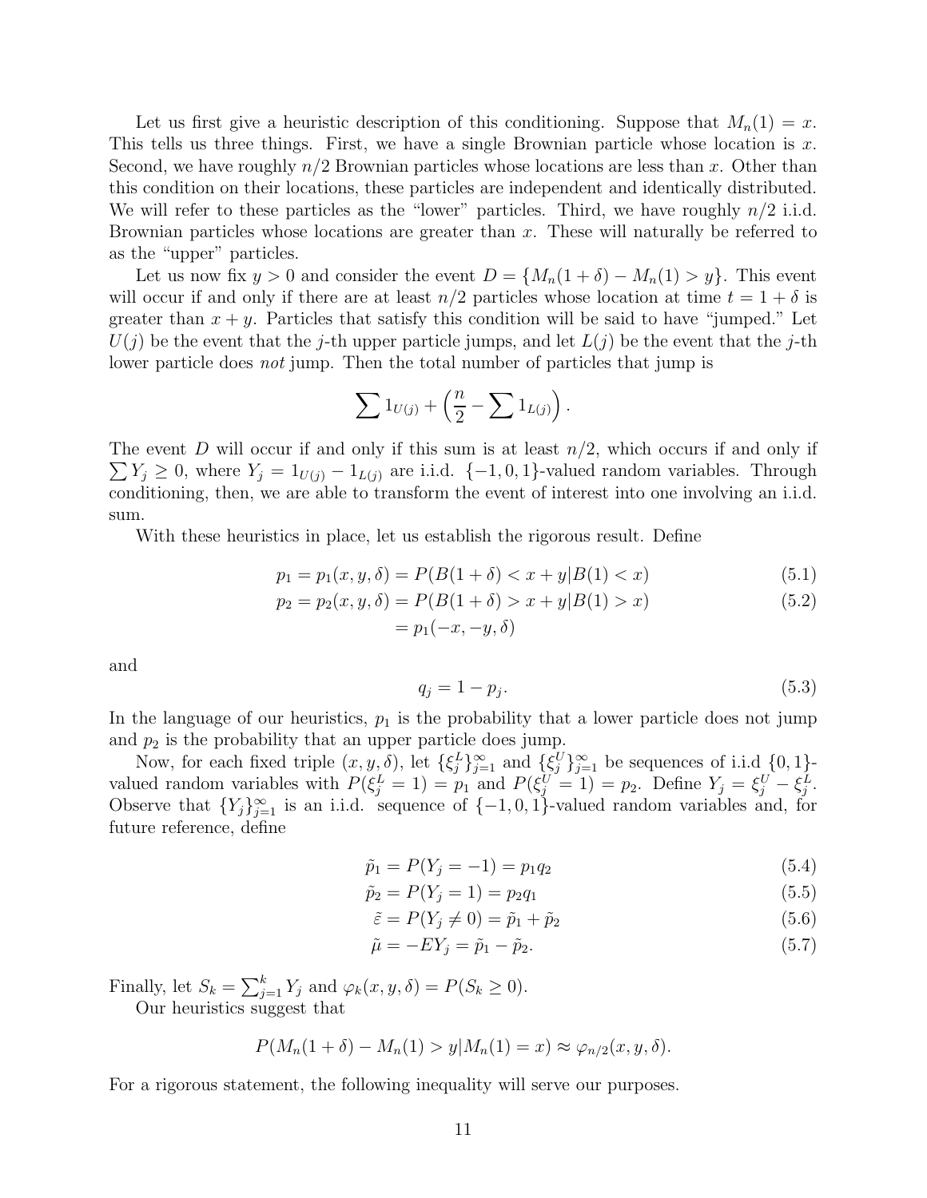Let us first give a heuristic description of this conditioning. Suppose that $M_n(1) = x$. This tells us three things. First, we have a single Brownian particle whose location is $x$. Second, we have roughly $n/2$ Brownian particles whose locations are less than $x$. Other than this condition on their locations, these particles are independent and identically distributed. We will refer to these particles as the "lower" particles. Third, we have roughly $n/2$ i.i.d. Brownian particles whose locations are greater than $x$. These will naturally be referred to as the "upper" particles.

Let us now fix $y > 0$ and consider the event $D = \{M_n(1+\delta) - M_n(1) > y\}$. This event will occur if and only if there are at least $n/2$ particles whose location at time $t = 1+\delta$ is greater than $x + y$. Particles that satisfy this condition will be said to have "jumped." Let $U(j)$ be the event that the $j$-th upper particle jumps, and let $L(j)$ be the event that the $j$-th lower particle does *not* jump. Then the total number of particles that jump is

$$\sum 1_{U(j)} + \left(\frac{n}{2} - \sum 1_{L(j)}\right).$$

The event $D$ will occur if and only if this sum is at least $n/2$, which occurs if and only if $\sum Y_j \geq 0$, where $Y_j = 1_{U(j)} - 1_{L(j)}$ are i.i.d. $\{-1, 0, 1\}$-valued random variables. Through conditioning, then, we are able to transform the event of interest into one involving an i.i.d. sum.

With these heuristics in place, let us establish the rigorous result. Define

$$p_1 = p_1(x, y, \delta) = P(B(1+\delta) < x + y | B(1) < x) \tag{5.1}$$

$$\begin{aligned} p_2 = p_2(x, y, \delta) &= P(B(1+\delta) > x + y | B(1) > x) \\ &= p_1(-x, -y, \delta) \end{aligned} \tag{5.2}$$

and

$$q_j = 1 - p_j. \tag{5.3}$$

In the language of our heuristics, $p_1$ is the probability that a lower particle does not jump and $p_2$ is the probability that an upper particle does jump.

Now, for each fixed triple $(x, y, \delta)$, let $\{\xi_j^L\}_{j=1}^\infty$ and $\{\xi_j^U\}_{j=1}^\infty$ be sequences of i.i.d $\{0, 1\}$-valued random variables with $P(\xi_j^L = 1) = p_1$ and $P(\xi_j^U = 1) = p_2$. Define $Y_j = \xi_j^U - \xi_j^L$. Observe that $\{Y_j\}_{j=1}^\infty$ is an i.i.d. sequence of $\{-1, 0, 1\}$-valued random variables and, for future reference, define

$$\tilde{p}_1 = P(Y_j = -1) = p_1 q_2 \tag{5.4}$$

$$\tilde{p}_2 = P(Y_j = 1) = p_2 q_1 \tag{5.5}$$

$$\tilde{\varepsilon} = P(Y_j \neq 0) = \tilde{p}_1 + \tilde{p}_2 \tag{5.6}$$

$$\tilde{\mu} = -EY_j = \tilde{p}_1 - \tilde{p}_2. \tag{5.7}$$

Finally, let $S_k = \sum_{j=1}^k Y_j$ and $\varphi_k(x, y, \delta) = P(S_k \geq 0)$.

Our heuristics suggest that

$$P(M_n(1+\delta) - M_n(1) > y | M_n(1) = x) \approx \varphi_{n/2}(x, y, \delta).$$

For a rigorous statement, the following inequality will serve our purposes.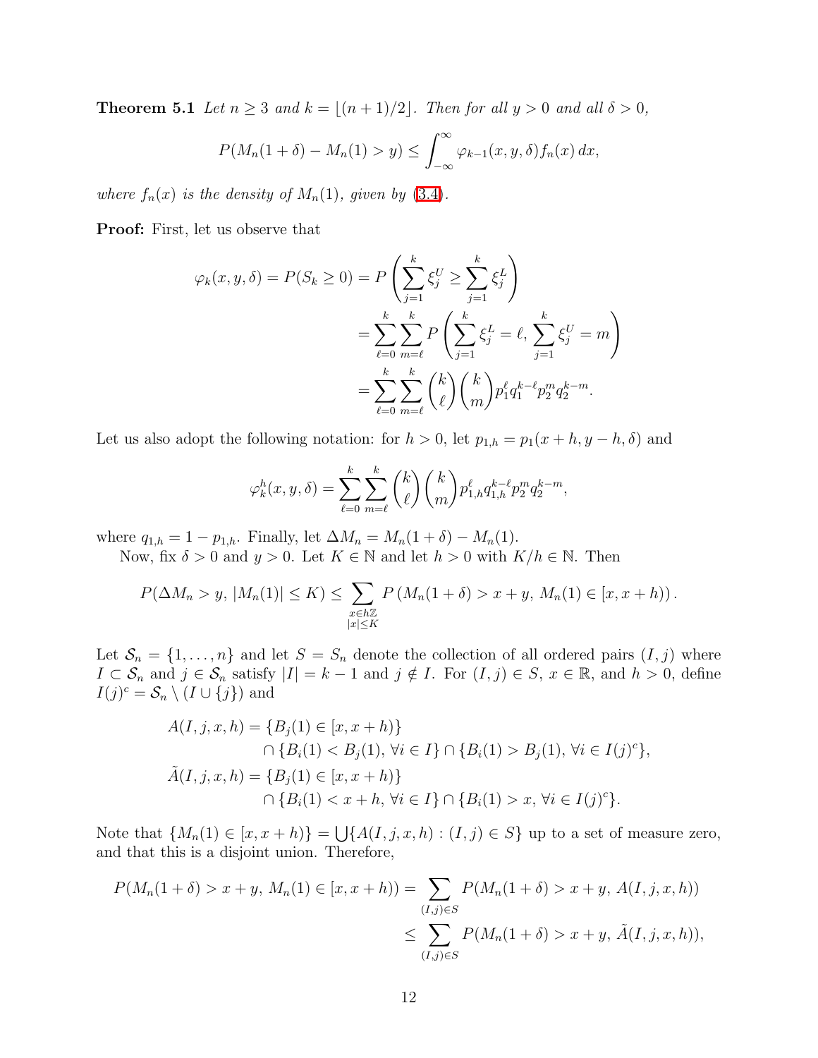**Theorem 5.1** *Let $n \geq 3$ and $k = \lfloor (n+1)/2 \rfloor$. Then for all $y > 0$ and all $\delta > 0$,*

$$P(M_n(1+\delta) - M_n(1) > y) \leq \int_{-\infty}^{\infty} \varphi_{k-1}(x, y, \delta) f_n(x)\, dx,$$

*where $f_n(x)$ is the density of $M_n(1)$, given by (3.4).*

**Proof:** First, let us observe that

$$\begin{aligned}
\varphi_k(x, y, \delta) = P(S_k \geq 0) &= P\left(\sum_{j=1}^{k} \xi_j^U \geq \sum_{j=1}^{k} \xi_j^L\right) \\
&= \sum_{\ell=0}^{k} \sum_{m=\ell}^{k} P\left(\sum_{j=1}^{k} \xi_j^L = \ell,\, \sum_{j=1}^{k} \xi_j^U = m\right) \\
&= \sum_{\ell=0}^{k} \sum_{m=\ell}^{k} \binom{k}{\ell}\binom{k}{m} p_1^\ell q_1^{k-\ell} p_2^m q_2^{k-m}.
\end{aligned}$$

Let us also adopt the following notation: for $h > 0$, let $p_{1,h} = p_1(x+h, y-h, \delta)$ and

$$\varphi_k^h(x, y, \delta) = \sum_{\ell=0}^{k} \sum_{m=\ell}^{k} \binom{k}{\ell}\binom{k}{m} p_{1,h}^\ell q_{1,h}^{k-\ell} p_2^m q_2^{k-m},$$

where $q_{1,h} = 1 - p_{1,h}$. Finally, let $\Delta M_n = M_n(1+\delta) - M_n(1)$.

Now, fix $\delta > 0$ and $y > 0$. Let $K \in \mathbb{N}$ and let $h > 0$ with $K/h \in \mathbb{N}$. Then

$$P(\Delta M_n > y,\, |M_n(1)| \leq K) \leq \sum_{\substack{x \in h\mathbb{Z} \\ |x| \leq K}} P\left(M_n(1+\delta) > x + y,\, M_n(1) \in [x, x+h)\right).$$

Let $\mathcal{S}_n = \{1, \ldots, n\}$ and let $S = S_n$ denote the collection of all ordered pairs $(I, j)$ where $I \subset \mathcal{S}_n$ and $j \in \mathcal{S}_n$ satisfy $|I| = k-1$ and $j \notin I$. For $(I, j) \in S$, $x \in \mathbb{R}$, and $h > 0$, define $I(j)^c = \mathcal{S}_n \setminus (I \cup \{j\})$ and

$$\begin{aligned}
A(I, j, x, h) &= \{B_j(1) \in [x, x+h)\} \\
&\qquad \cap \{B_i(1) < B_j(1),\ \forall i \in I\} \cap \{B_i(1) > B_j(1),\ \forall i \in I(j)^c\}, \\
\tilde{A}(I, j, x, h) &= \{B_j(1) \in [x, x+h)\} \\
&\qquad \cap \{B_i(1) < x + h,\ \forall i \in I\} \cap \{B_i(1) > x,\ \forall i \in I(j)^c\}.
\end{aligned}$$

Note that $\{M_n(1) \in [x, x+h)\} = \bigcup\{A(I, j, x, h) : (I, j) \in S\}$ up to a set of measure zero, and that this is a disjoint union. Therefore,

$$\begin{aligned}
P(M_n(1+\delta) > x + y,\, M_n(1) \in [x, x+h)) &= \sum_{(I,j) \in S} P(M_n(1+\delta) > x + y,\, A(I, j, x, h)) \\
&\leq \sum_{(I,j) \in S} P(M_n(1+\delta) > x + y,\, \tilde{A}(I, j, x, h)),
\end{aligned}$$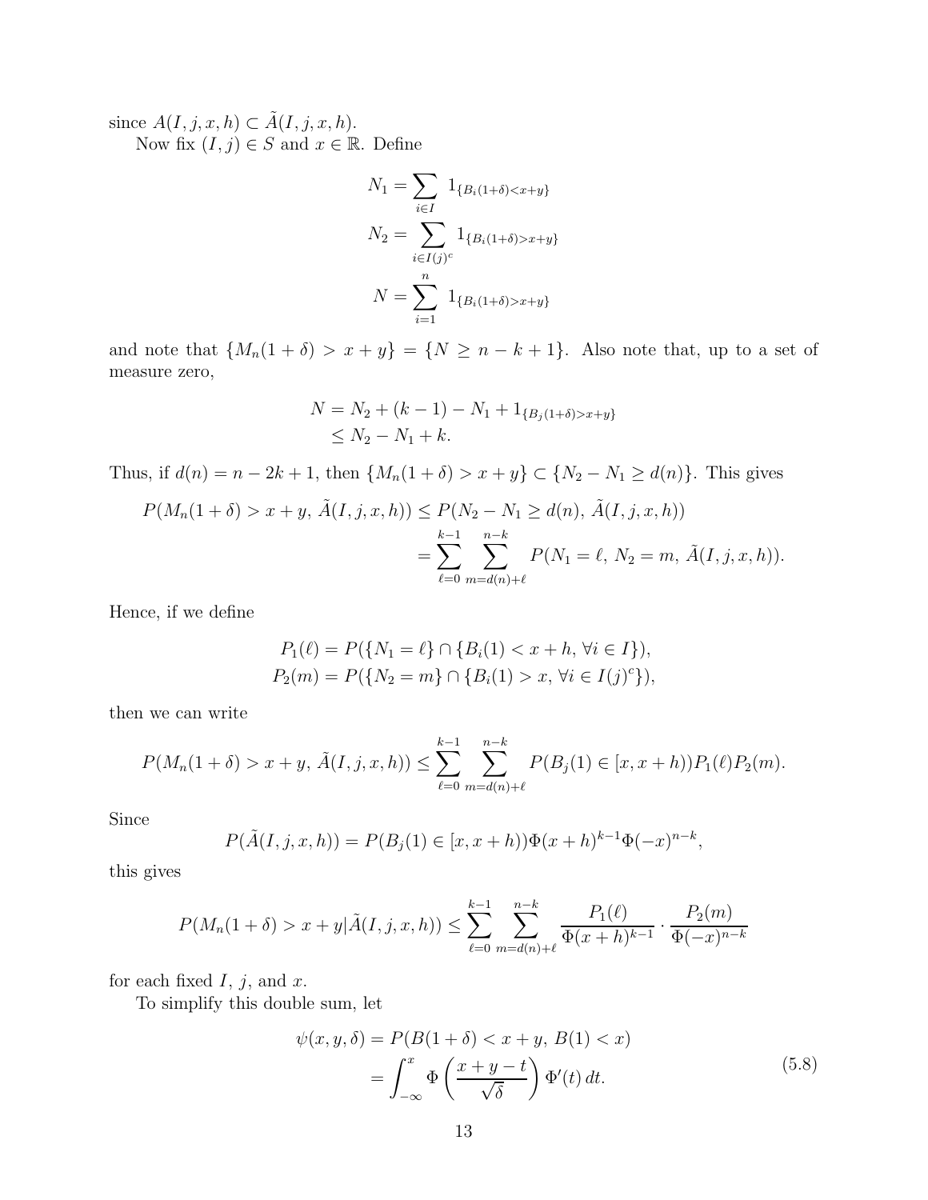since $A(I, j, x, h) \subset \tilde{A}(I, j, x, h)$.

Now fix $(I, j) \in S$ and $x \in \mathbb{R}$. Define

$$
\begin{aligned}
N_1 &= \sum_{i \in I} 1_{\{B_i(1+\delta) < x+y\}} \\
N_2 &= \sum_{i \in I(j)^c} 1_{\{B_i(1+\delta) > x+y\}} \\
N &= \sum_{i=1}^{n} 1_{\{B_i(1+\delta) > x+y\}}
\end{aligned}
$$

and note that $\{M_n(1+\delta) > x+y\} = \{N \geq n-k+1\}$. Also note that, up to a set of measure zero,

$$
\begin{aligned}
N &= N_2 + (k-1) - N_1 + 1_{\{B_j(1+\delta) > x+y\}} \\
&\leq N_2 - N_1 + k.
\end{aligned}
$$

Thus, if $d(n) = n - 2k + 1$, then $\{M_n(1+\delta) > x+y\} \subset \{N_2 - N_1 \geq d(n)\}$. This gives

$$
\begin{aligned}
P(M_n(1+\delta) > x+y,\, \tilde{A}(I, j, x, h)) &\leq P(N_2 - N_1 \geq d(n),\, \tilde{A}(I, j, x, h)) \\
&= \sum_{\ell=0}^{k-1} \sum_{m=d(n)+\ell}^{n-k} P(N_1 = \ell,\, N_2 = m,\, \tilde{A}(I, j, x, h)).
\end{aligned}
$$

Hence, if we define

$$
\begin{aligned}
P_1(\ell) &= P(\{N_1 = \ell\} \cap \{B_i(1) < x+h,\, \forall i \in I\}), \\
P_2(m) &= P(\{N_2 = m\} \cap \{B_i(1) > x,\, \forall i \in I(j)^c\}),
\end{aligned}
$$

then we can write

$$
P(M_n(1+\delta) > x+y,\, \tilde{A}(I, j, x, h)) \leq \sum_{\ell=0}^{k-1} \sum_{m=d(n)+\ell}^{n-k} P(B_j(1) \in [x, x+h)) P_1(\ell) P_2(m).
$$

Since

$$
P(\tilde{A}(I, j, x, h)) = P(B_j(1) \in [x, x+h)) \Phi(x+h)^{k-1} \Phi(-x)^{n-k},
$$

this gives

$$
P(M_n(1+\delta) > x+y | \tilde{A}(I, j, x, h)) \leq \sum_{\ell=0}^{k-1} \sum_{m=d(n)+\ell}^{n-k} \frac{P_1(\ell)}{\Phi(x+h)^{k-1}} \cdot \frac{P_2(m)}{\Phi(-x)^{n-k}}
$$

for each fixed $I$, $j$, and $x$.

To simplify this double sum, let

$$
\begin{aligned}
\psi(x, y, \delta) &= P(B(1+\delta) < x+y,\, B(1) < x) \\
&= \int_{-\infty}^{x} \Phi\left(\frac{x+y-t}{\sqrt{\delta}}\right) \Phi'(t)\, dt.
\end{aligned} \tag{5.8}
$$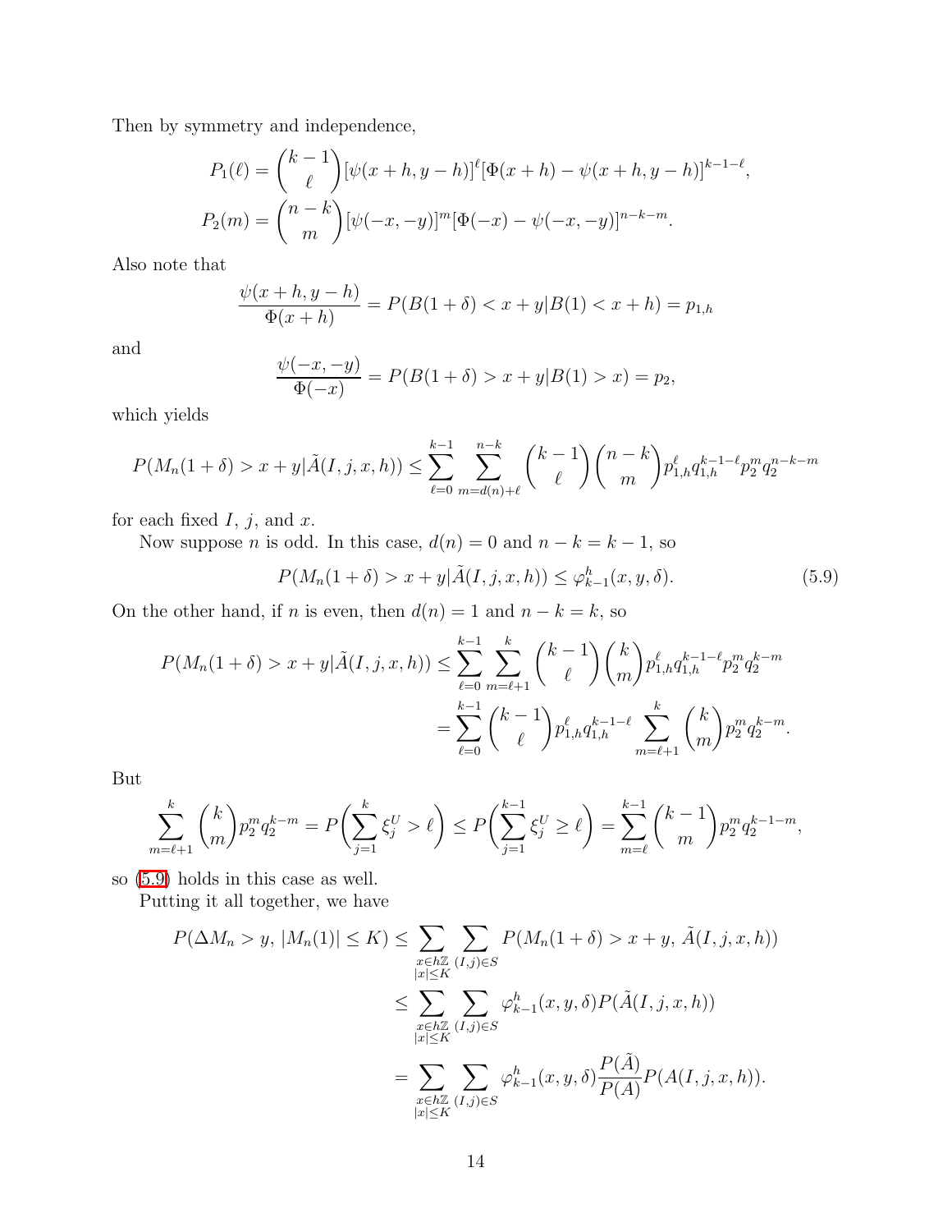Then by symmetry and independence,

$$P_1(\ell) = \binom{k-1}{\ell} [\psi(x+h, y-h)]^\ell [\Phi(x+h) - \psi(x+h, y-h)]^{k-1-\ell},$$
$$P_2(m) = \binom{n-k}{m} [\psi(-x, -y)]^m [\Phi(-x) - \psi(-x, -y)]^{n-k-m}.$$

Also note that

$$\frac{\psi(x+h, y-h)}{\Phi(x+h)} = P(B(1+\delta) < x+y | B(1) < x+h) = p_{1,h}$$

and

$$\frac{\psi(-x, -y)}{\Phi(-x)} = P(B(1+\delta) > x+y | B(1) > x) = p_2,$$

which yields

$$P(M_n(1+\delta) > x+y | \tilde{A}(I, j, x, h)) \le \sum_{\ell=0}^{k-1} \sum_{m=d(n)+\ell}^{n-k} \binom{k-1}{\ell} \binom{n-k}{m} p_{1,h}^\ell q_{1,h}^{k-1-\ell} p_2^m q_2^{n-k-m}$$

for each fixed $I$, $j$, and $x$.

Now suppose $n$ is odd. In this case, $d(n) = 0$ and $n - k = k - 1$, so

$$P(M_n(1+\delta) > x+y | \tilde{A}(I, j, x, h)) \le \varphi_{k-1}^h(x, y, \delta). \tag{5.9}$$

On the other hand, if $n$ is even, then $d(n) = 1$ and $n - k = k$, so

$$\begin{aligned} P(M_n(1+\delta) > x+y | \tilde{A}(I, j, x, h)) &\le \sum_{\ell=0}^{k-1} \sum_{m=\ell+1}^{k} \binom{k-1}{\ell} \binom{k}{m} p_{1,h}^\ell q_{1,h}^{k-1-\ell} p_2^m q_2^{k-m} \\ &= \sum_{\ell=0}^{k-1} \binom{k-1}{\ell} p_{1,h}^\ell q_{1,h}^{k-1-\ell} \sum_{m=\ell+1}^{k} \binom{k}{m} p_2^m q_2^{k-m}. \end{aligned}$$

But

$$\sum_{m=\ell+1}^{k} \binom{k}{m} p_2^m q_2^{k-m} = P\bigg( \sum_{j=1}^{k} \xi_j^U > \ell \bigg) \le P\bigg( \sum_{j=1}^{k-1} \xi_j^U \ge \ell \bigg) = \sum_{m=\ell}^{k-1} \binom{k-1}{m} p_2^m q_2^{k-1-m},$$

so (5.9) holds in this case as well.

Putting it all together, we have

$$\begin{aligned} P(\Delta M_n > y, \, |M_n(1)| \le K) &\le \sum_{\substack{x \in h\mathbb{Z} \\ |x| \le K}} \sum_{(I,j) \in S} P(M_n(1+\delta) > x+y, \, \tilde{A}(I, j, x, h)) \\ &\le \sum_{\substack{x \in h\mathbb{Z} \\ |x| \le K}} \sum_{(I,j) \in S} \varphi_{k-1}^h(x, y, \delta) P(\tilde{A}(I, j, x, h)) \\ &= \sum_{\substack{x \in h\mathbb{Z} \\ |x| \le K}} \sum_{(I,j) \in S} \varphi_{k-1}^h(x, y, \delta) \frac{P(\tilde{A})}{P(A)} P(A(I, j, x, h)). \end{aligned}$$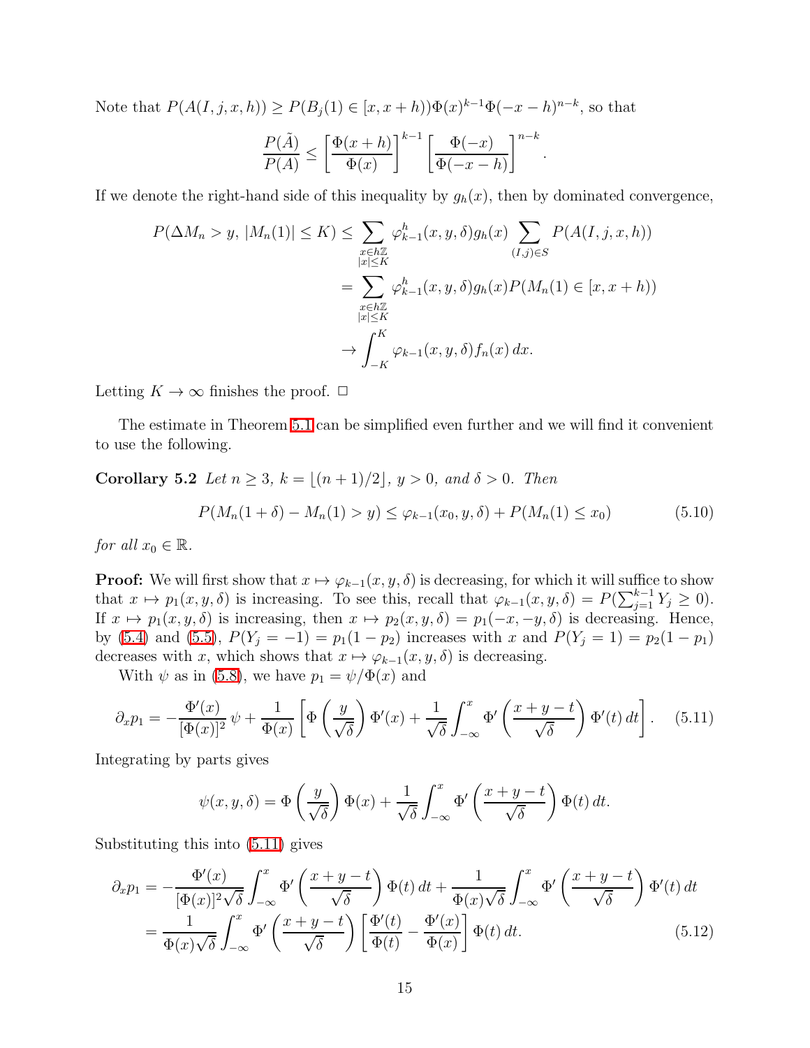Note that $P(A(I,j,x,h)) \geq P(B_j(1) \in [x, x+h))\Phi(x)^{k-1}\Phi(-x-h)^{n-k}$, so that

$$\frac{P(\tilde{A})}{P(A)} \leq \left[\frac{\Phi(x+h)}{\Phi(x)}\right]^{k-1} \left[\frac{\Phi(-x)}{\Phi(-x-h)}\right]^{n-k}.$$

If we denote the right-hand side of this inequality by $g_h(x)$, then by dominated convergence,

$$\begin{aligned}
P(\Delta M_n > y,\, |M_n(1)| \leq K) &\leq \sum_{\substack{x \in h\mathbb{Z} \\ |x| \leq K}} \varphi_{k-1}^h(x, y, \delta) g_h(x) \sum_{(I,j) \in S} P(A(I,j,x,h)) \\
&= \sum_{\substack{x \in h\mathbb{Z} \\ |x| \leq K}} \varphi_{k-1}^h(x, y, \delta) g_h(x) P(M_n(1) \in [x, x+h)) \\
&\to \int_{-K}^{K} \varphi_{k-1}(x, y, \delta) f_n(x)\, dx.
\end{aligned}$$

Letting $K \to \infty$ finishes the proof. $\Box$

The estimate in Theorem 5.1 can be simplified even further and we will find it convenient to use the following.

**Corollary 5.2** *Let $n \geq 3$, $k = \lfloor (n+1)/2 \rfloor$, $y > 0$, and $\delta > 0$. Then*

$$P(M_n(1+\delta) - M_n(1) > y) \leq \varphi_{k-1}(x_0, y, \delta) + P(M_n(1) \leq x_0) \tag{5.10}$$

*for all $x_0 \in \mathbb{R}$.*

**Proof:** We will first show that $x \mapsto \varphi_{k-1}(x, y, \delta)$ is decreasing, for which it will suffice to show that $x \mapsto p_1(x, y, \delta)$ is increasing. To see this, recall that $\varphi_{k-1}(x, y, \delta) = P(\sum_{j=1}^{k-1} Y_j \geq 0)$. If $x \mapsto p_1(x, y, \delta)$ is increasing, then $x \mapsto p_2(x, y, \delta) = p_1(-x, -y, \delta)$ is decreasing. Hence, by (5.4) and (5.5), $P(Y_j = -1) = p_1(1 - p_2)$ increases with $x$ and $P(Y_j = 1) = p_2(1 - p_1)$ decreases with $x$, which shows that $x \mapsto \varphi_{k-1}(x, y, \delta)$ is decreasing.

With $\psi$ as in (5.8), we have $p_1 = \psi / \Phi(x)$ and

$$\partial_x p_1 = -\frac{\Phi'(x)}{[\Phi(x)]^2}\,\psi + \frac{1}{\Phi(x)}\left[\Phi\left(\frac{y}{\sqrt{\delta}}\right)\Phi'(x) + \frac{1}{\sqrt{\delta}}\int_{-\infty}^{x} \Phi'\left(\frac{x+y-t}{\sqrt{\delta}}\right)\Phi'(t)\, dt\right]. \tag{5.11}$$

Integrating by parts gives

$$\psi(x, y, \delta) = \Phi\left(\frac{y}{\sqrt{\delta}}\right)\Phi(x) + \frac{1}{\sqrt{\delta}}\int_{-\infty}^{x} \Phi'\left(\frac{x+y-t}{\sqrt{\delta}}\right)\Phi(t)\, dt.$$

Substituting this into (5.11) gives

$$\begin{aligned}
\partial_x p_1 &= -\frac{\Phi'(x)}{[\Phi(x)]^2\sqrt{\delta}}\int_{-\infty}^{x} \Phi'\left(\frac{x+y-t}{\sqrt{\delta}}\right)\Phi(t)\, dt + \frac{1}{\Phi(x)\sqrt{\delta}}\int_{-\infty}^{x} \Phi'\left(\frac{x+y-t}{\sqrt{\delta}}\right)\Phi'(t)\, dt \\
&= \frac{1}{\Phi(x)\sqrt{\delta}}\int_{-\infty}^{x} \Phi'\left(\frac{x+y-t}{\sqrt{\delta}}\right)\left[\frac{\Phi'(t)}{\Phi(t)} - \frac{\Phi'(x)}{\Phi(x)}\right]\Phi(t)\, dt. \qquad (5.12)
\end{aligned}$$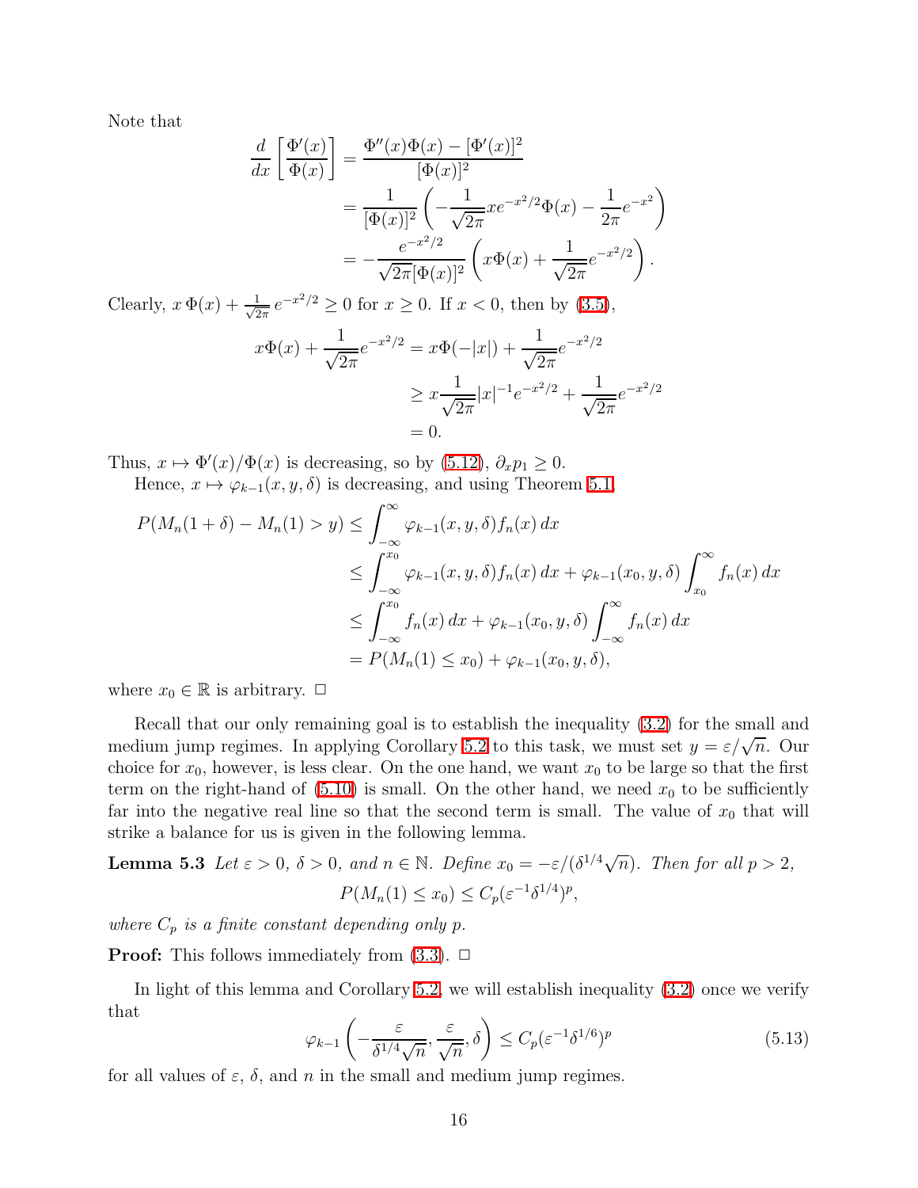Note that

$$
\begin{aligned}
\frac{d}{dx}\left[\frac{\Phi'(x)}{\Phi(x)}\right] &= \frac{\Phi''(x)\Phi(x) - [\Phi'(x)]^2}{[\Phi(x)]^2} \\
&= \frac{1}{[\Phi(x)]^2}\left(-\frac{1}{\sqrt{2\pi}}xe^{-x^2/2}\Phi(x) - \frac{1}{2\pi}e^{-x^2}\right) \\
&= -\frac{e^{-x^2/2}}{\sqrt{2\pi}[\Phi(x)]^2}\left(x\Phi(x) + \frac{1}{\sqrt{2\pi}}e^{-x^2/2}\right).
\end{aligned}
$$

Clearly, $x\,\Phi(x) + \frac{1}{\sqrt{2\pi}}\,e^{-x^2/2} \geq 0$ for $x \geq 0$. If $x < 0$, then by (3.5),

$$
\begin{aligned}
x\Phi(x) + \frac{1}{\sqrt{2\pi}}e^{-x^2/2} &= x\Phi(-|x|) + \frac{1}{\sqrt{2\pi}}e^{-x^2/2} \\
&\geq x\frac{1}{\sqrt{2\pi}}|x|^{-1}e^{-x^2/2} + \frac{1}{\sqrt{2\pi}}e^{-x^2/2} \\
&= 0.
\end{aligned}
$$

Thus, $x \mapsto \Phi'(x)/\Phi(x)$ is decreasing, so by (5.12), $\partial_x p_1 \geq 0$.

Hence, $x \mapsto \varphi_{k-1}(x, y, \delta)$ is decreasing, and using Theorem 5.1,

$$
\begin{aligned}
P(M_n(1+\delta) - M_n(1) > y) &\leq \int_{-\infty}^{\infty} \varphi_{k-1}(x, y, \delta) f_n(x)\,dx \\
&\leq \int_{-\infty}^{x_0} \varphi_{k-1}(x, y, \delta) f_n(x)\,dx + \varphi_{k-1}(x_0, y, \delta)\int_{x_0}^{\infty} f_n(x)\,dx \\
&\leq \int_{-\infty}^{x_0} f_n(x)\,dx + \varphi_{k-1}(x_0, y, \delta)\int_{-\infty}^{\infty} f_n(x)\,dx \\
&= P(M_n(1) \leq x_0) + \varphi_{k-1}(x_0, y, \delta),
\end{aligned}
$$

where $x_0 \in \mathbb{R}$ is arbitrary. □

Recall that our only remaining goal is to establish the inequality (3.2) for the small and medium jump regimes. In applying Corollary 5.2 to this task, we must set $y = \varepsilon/\sqrt{n}$. Our choice for $x_0$, however, is less clear. On the one hand, we want $x_0$ to be large so that the first term on the right-hand of (5.10) is small. On the other hand, we need $x_0$ to be sufficiently far into the negative real line so that the second term is small. The value of $x_0$ that will strike a balance for us is given in the following lemma.

**Lemma 5.3** *Let $\varepsilon > 0$, $\delta > 0$, and $n \in \mathbb{N}$. Define $x_0 = -\varepsilon/(\delta^{1/4}\sqrt{n})$. Then for all $p > 2$,*

$$
P(M_n(1) \leq x_0) \leq C_p(\varepsilon^{-1}\delta^{1/4})^p,
$$

*where $C_p$ is a finite constant depending only $p$.*

**Proof:** This follows immediately from (3.3). □

In light of this lemma and Corollary 5.2, we will establish inequality (3.2) once we verify that

$$
\varphi_{k-1}\left(-\frac{\varepsilon}{\delta^{1/4}\sqrt{n}}, \frac{\varepsilon}{\sqrt{n}}, \delta\right) \leq C_p(\varepsilon^{-1}\delta^{1/6})^p \tag{5.13}
$$

for all values of $\varepsilon$, $\delta$, and $n$ in the small and medium jump regimes.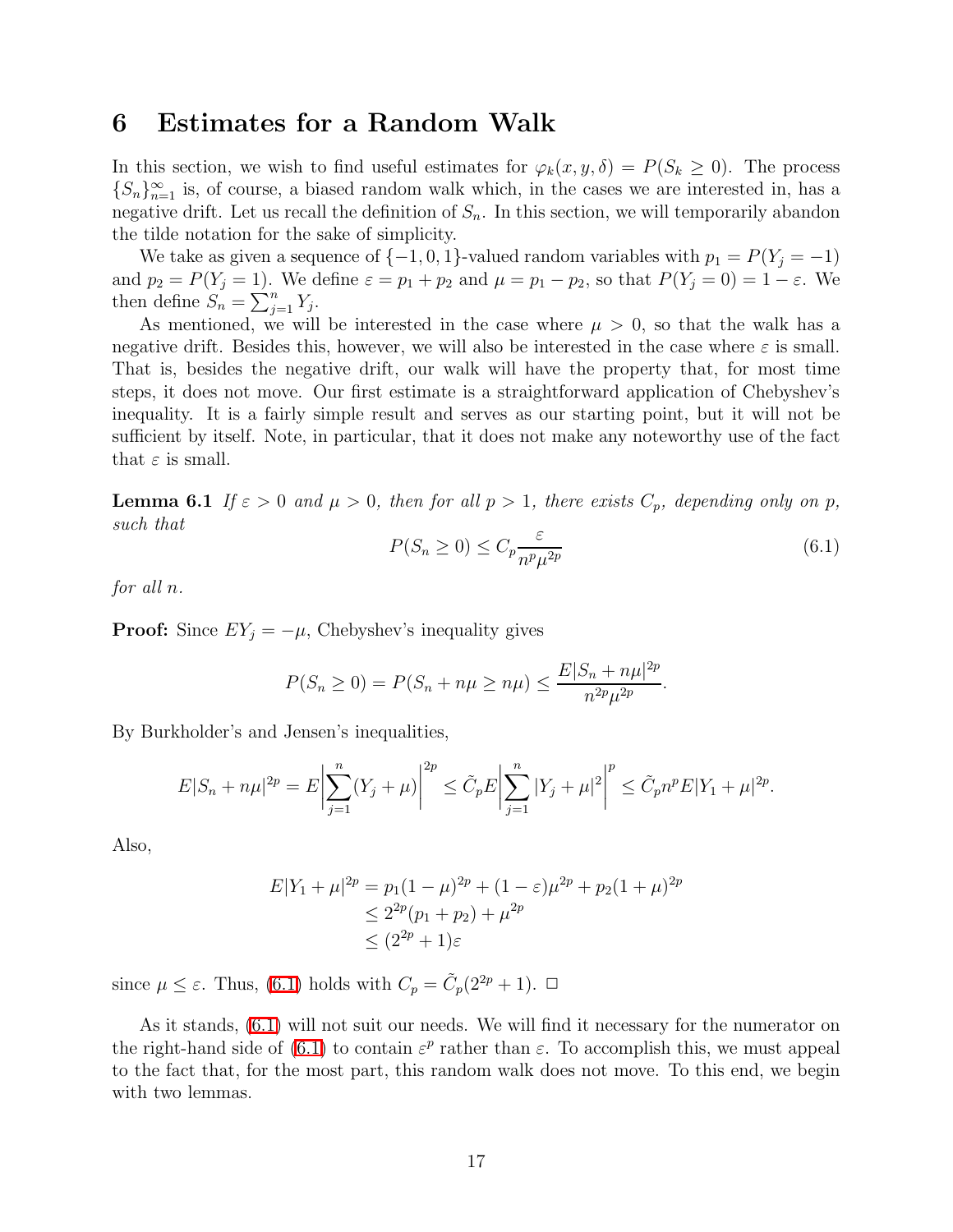# 6 Estimates for a Random Walk

In this section, we wish to find useful estimates for $\varphi_k(x, y, \delta) = P(S_k \geq 0)$. The process $\{S_n\}_{n=1}^{\infty}$ is, of course, a biased random walk which, in the cases we are interested in, has a negative drift. Let us recall the definition of $S_n$. In this section, we will temporarily abandon the tilde notation for the sake of simplicity.

We take as given a sequence of $\{-1, 0, 1\}$-valued random variables with $p_1 = P(Y_j = -1)$ and $p_2 = P(Y_j = 1)$. We define $\varepsilon = p_1 + p_2$ and $\mu = p_1 - p_2$, so that $P(Y_j = 0) = 1 - \varepsilon$. We then define $S_n = \sum_{j=1}^n Y_j$.

As mentioned, we will be interested in the case where $\mu > 0$, so that the walk has a negative drift. Besides this, however, we will also be interested in the case where $\varepsilon$ is small. That is, besides the negative drift, our walk will have the property that, for most time steps, it does not move. Our first estimate is a straightforward application of Chebyshev's inequality. It is a fairly simple result and serves as our starting point, but it will not be sufficient by itself. Note, in particular, that it does not make any noteworthy use of the fact that $\varepsilon$ is small.

**Lemma 6.1** *If $\varepsilon > 0$ and $\mu > 0$, then for all $p > 1$, there exists $C_p$, depending only on $p$, such that*

$$P(S_n \geq 0) \leq C_p \frac{\varepsilon}{n^p \mu^{2p}} \tag{6.1}$$

*for all $n$.*

**Proof:** Since $EY_j = -\mu$, Chebyshev's inequality gives

$$P(S_n \geq 0) = P(S_n + n\mu \geq n\mu) \leq \frac{E|S_n + n\mu|^{2p}}{n^{2p}\mu^{2p}}.$$

By Burkholder's and Jensen's inequalities,

$$E|S_n + n\mu|^{2p} = E\left|\sum_{j=1}^n (Y_j + \mu)\right|^{2p} \leq \tilde{C}_p E\left|\sum_{j=1}^n |Y_j + \mu|^2\right|^p \leq \tilde{C}_p n^p E|Y_1 + \mu|^{2p}.$$

Also,

$$\begin{aligned} E|Y_1 + \mu|^{2p} &= p_1(1-\mu)^{2p} + (1-\varepsilon)\mu^{2p} + p_2(1+\mu)^{2p} \\ &\leq 2^{2p}(p_1 + p_2) + \mu^{2p} \\ &\leq (2^{2p} + 1)\varepsilon \end{aligned}$$

since $\mu \leq \varepsilon$. Thus, (6.1) holds with $C_p = \tilde{C}_p(2^{2p} + 1)$. $\square$

As it stands, (6.1) will not suit our needs. We will find it necessary for the numerator on the right-hand side of (6.1) to contain $\varepsilon^p$ rather than $\varepsilon$. To accomplish this, we must appeal to the fact that, for the most part, this random walk does not move. To this end, we begin with two lemmas.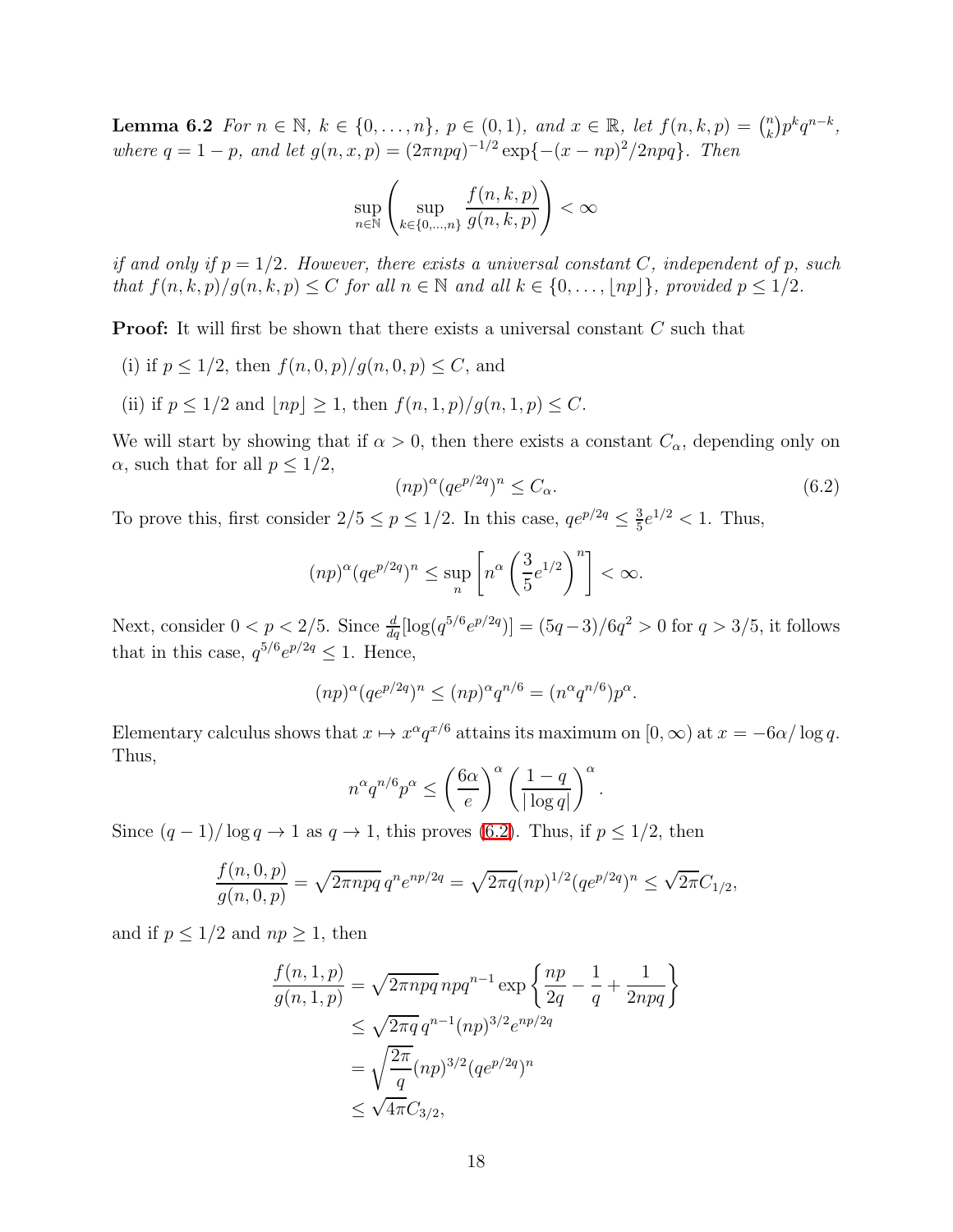**Lemma 6.2** *For $n \in \mathbb{N}$, $k \in \{0, \ldots, n\}$, $p \in (0,1)$, and $x \in \mathbb{R}$, let $f(n,k,p) = \binom{n}{k} p^k q^{n-k}$, where $q = 1-p$, and let $g(n,x,p) = (2\pi npq)^{-1/2} \exp\{-(x-np)^2/2npq\}$. Then*

$$\sup_{n \in \mathbb{N}} \left( \sup_{k \in \{0,\ldots,n\}} \frac{f(n,k,p)}{g(n,k,p)} \right) < \infty$$

*if and only if $p = 1/2$. However, there exists a universal constant $C$, independent of $p$, such that $f(n,k,p)/g(n,k,p) \leq C$ for all $n \in \mathbb{N}$ and all $k \in \{0, \ldots, \lfloor np \rfloor\}$, provided $p \leq 1/2$.*

**Proof:** It will first be shown that there exists a universal constant $C$ such that

(i) if $p \leq 1/2$, then $f(n,0,p)/g(n,0,p) \leq C$, and

(ii) if $p \leq 1/2$ and $\lfloor np \rfloor \geq 1$, then $f(n,1,p)/g(n,1,p) \leq C$.

We will start by showing that if $\alpha > 0$, then there exists a constant $C_\alpha$, depending only on $\alpha$, such that for all $p \leq 1/2$,

$$(np)^\alpha (qe^{p/2q})^n \leq C_\alpha. \tag{6.2}$$

To prove this, first consider $2/5 \leq p \leq 1/2$. In this case, $qe^{p/2q} \leq \frac{3}{5}e^{1/2} < 1$. Thus,

$$(np)^\alpha (qe^{p/2q})^n \leq \sup_n \left[ n^\alpha \left( \frac{3}{5} e^{1/2} \right)^n \right] < \infty.$$

Next, consider $0 < p < 2/5$. Since $\frac{d}{dq}[\log(q^{5/6} e^{p/2q})] = (5q-3)/6q^2 > 0$ for $q > 3/5$, it follows that in this case, $q^{5/6} e^{p/2q} \leq 1$. Hence,

$$(np)^\alpha (qe^{p/2q})^n \leq (np)^\alpha q^{n/6} = (n^\alpha q^{n/6}) p^\alpha.$$

Elementary calculus shows that $x \mapsto x^\alpha q^{x/6}$ attains its maximum on $[0, \infty)$ at $x = -6\alpha/\log q$. Thus,

$$n^\alpha q^{n/6} p^\alpha \leq \left( \frac{6\alpha}{e} \right)^\alpha \left( \frac{1-q}{|\log q|} \right)^\alpha.$$

Since $(q-1)/\log q \to 1$ as $q \to 1$, this proves (6.2). Thus, if $p \leq 1/2$, then

$$\frac{f(n,0,p)}{g(n,0,p)} = \sqrt{2\pi npq}\, q^n e^{np/2q} = \sqrt{2\pi q}(np)^{1/2}(qe^{p/2q})^n \leq \sqrt{2\pi} C_{1/2},$$

and if $p \leq 1/2$ and $np \geq 1$, then

$$\begin{aligned}
\frac{f(n,1,p)}{g(n,1,p)} &= \sqrt{2\pi npq}\, npq^{n-1} \exp\left\{ \frac{np}{2q} - \frac{1}{q} + \frac{1}{2npq} \right\} \\
&\leq \sqrt{2\pi q}\, q^{n-1} (np)^{3/2} e^{np/2q} \\
&= \sqrt{\frac{2\pi}{q}} (np)^{3/2} (qe^{p/2q})^n \\
&\leq \sqrt{4\pi} C_{3/2},
\end{aligned}$$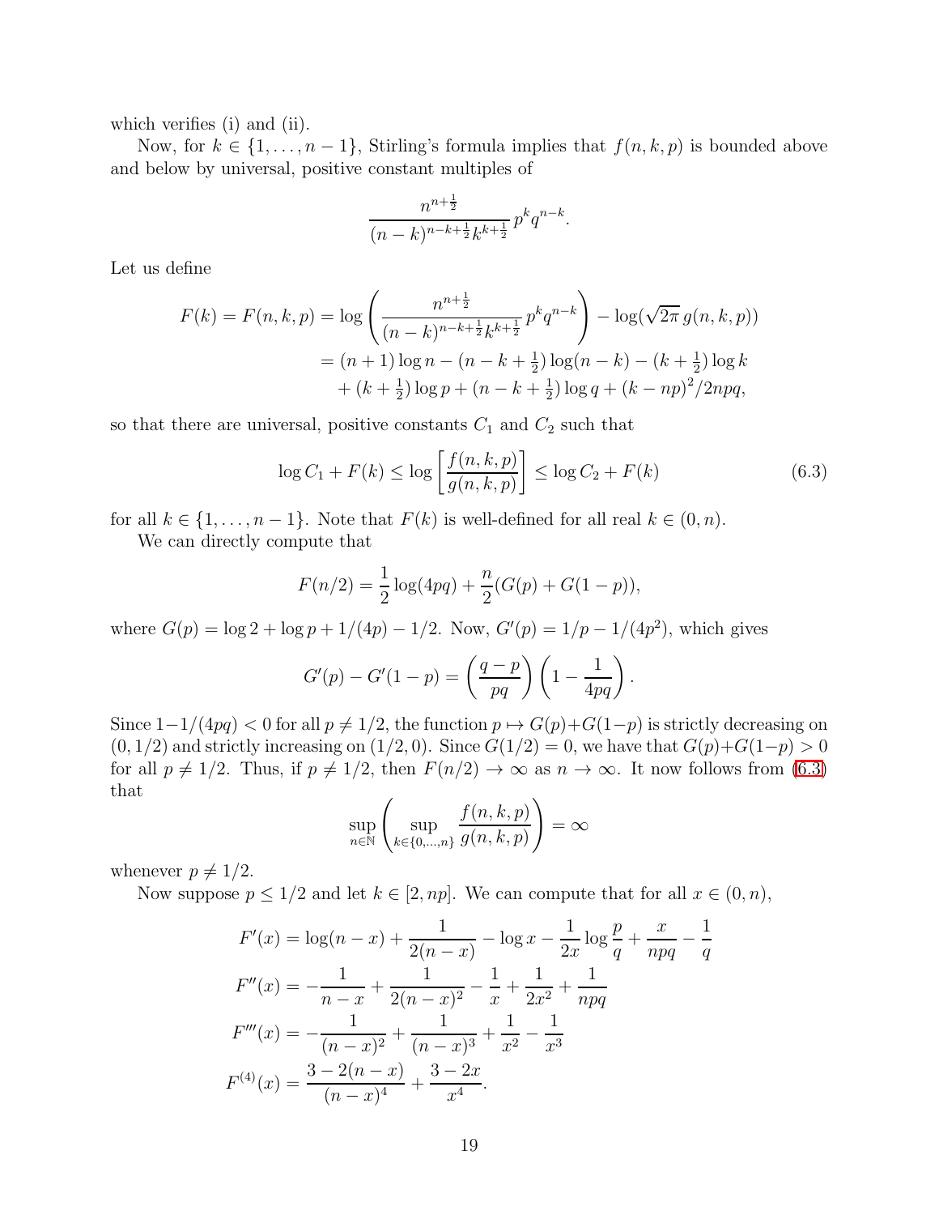which verifies (i) and (ii).

Now, for $k \in \{1, \dots, n-1\}$, Stirling's formula implies that $f(n,k,p)$ is bounded above and below by universal, positive constant multiples of

$$\frac{n^{n+\frac{1}{2}}}{(n-k)^{n-k+\frac{1}{2}} k^{k+\frac{1}{2}}} \, p^k q^{n-k}.$$

Let us define

$$\begin{aligned}
F(k) = F(n,k,p) &= \log\left( \frac{n^{n+\frac{1}{2}}}{(n-k)^{n-k+\frac{1}{2}} k^{k+\frac{1}{2}}} \, p^k q^{n-k} \right) - \log(\sqrt{2\pi}\, g(n,k,p)) \\
&= (n+1)\log n - (n-k+\tfrac{1}{2})\log(n-k) - (k+\tfrac{1}{2})\log k \\
&\quad + (k+\tfrac{1}{2})\log p + (n-k+\tfrac{1}{2})\log q + (k-np)^2/2npq,
\end{aligned}$$

so that there are universal, positive constants $C_1$ and $C_2$ such that

$$\log C_1 + F(k) \le \log\left[\frac{f(n,k,p)}{g(n,k,p)}\right] \le \log C_2 + F(k) \tag{6.3}$$

for all $k \in \{1, \dots, n-1\}$. Note that $F(k)$ is well-defined for all real $k \in (0, n)$.

We can directly compute that

$$F(n/2) = \frac{1}{2}\log(4pq) + \frac{n}{2}(G(p) + G(1-p)),$$

where $G(p) = \log 2 + \log p + 1/(4p) - 1/2$. Now, $G'(p) = 1/p - 1/(4p^2)$, which gives

$$G'(p) - G'(1-p) = \left(\frac{q-p}{pq}\right)\left(1 - \frac{1}{4pq}\right).$$

Since $1 - 1/(4pq) < 0$ for all $p \neq 1/2$, the function $p \mapsto G(p) + G(1-p)$ is strictly decreasing on $(0, 1/2)$ and strictly increasing on $(1/2, 0)$. Since $G(1/2) = 0$, we have that $G(p) + G(1-p) > 0$ for all $p \neq 1/2$. Thus, if $p \neq 1/2$, then $F(n/2) \to \infty$ as $n \to \infty$. It now follows from (6.3) that

$$\sup_{n \in \mathbb{N}} \left( \sup_{k \in \{0,\dots,n\}} \frac{f(n,k,p)}{g(n,k,p)} \right) = \infty$$

whenever $p \neq 1/2$.

Now suppose $p \le 1/2$ and let $k \in [2, np]$. We can compute that for all $x \in (0, n)$,

$$\begin{aligned}
F'(x) &= \log(n-x) + \frac{1}{2(n-x)} - \log x - \frac{1}{2x}\log\frac{p}{q} + \frac{x}{npq} - \frac{1}{q} \\
F''(x) &= -\frac{1}{n-x} + \frac{1}{2(n-x)^2} - \frac{1}{x} + \frac{1}{2x^2} + \frac{1}{npq} \\
F'''(x) &= -\frac{1}{(n-x)^2} + \frac{1}{(n-x)^3} + \frac{1}{x^2} - \frac{1}{x^3} \\
F^{(4)}(x) &= \frac{3 - 2(n-x)}{(n-x)^4} + \frac{3 - 2x}{x^4}.
\end{aligned}$$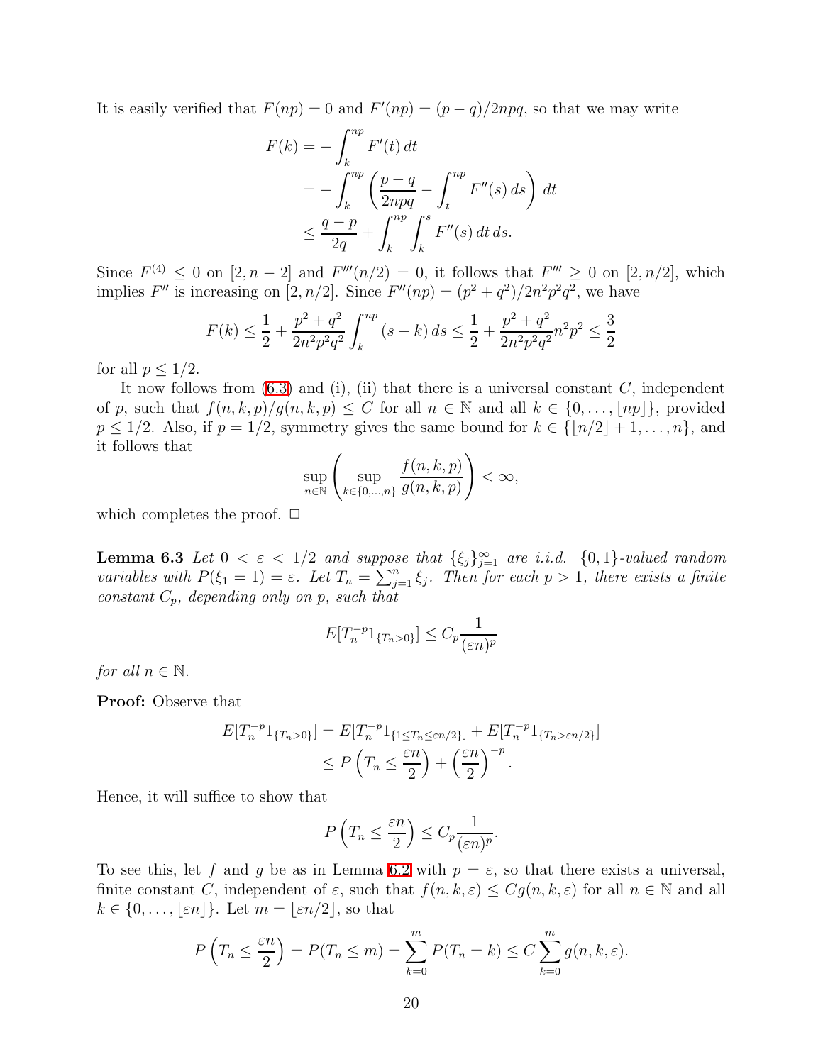It is easily verified that $F(np) = 0$ and $F'(np) = (p-q)/2npq$, so that we may write

$$
\begin{aligned}
F(k) &= -\int_k^{np} F'(t)\,dt \\
&= -\int_k^{np} \left( \frac{p-q}{2npq} - \int_t^{np} F''(s)\,ds \right)\,dt \\
&\leq \frac{q-p}{2q} + \int_k^{np} \int_k^{s} F''(s)\,dt\,ds.
\end{aligned}
$$

Since $F^{(4)} \leq 0$ on $[2, n-2]$ and $F'''(n/2) = 0$, it follows that $F''' \geq 0$ on $[2, n/2]$, which implies $F''$ is increasing on $[2, n/2]$. Since $F''(np) = (p^2+q^2)/2n^2p^2q^2$, we have

$$
F(k) \leq \frac{1}{2} + \frac{p^2+q^2}{2n^2p^2q^2} \int_k^{np} (s-k)\,ds \leq \frac{1}{2} + \frac{p^2+q^2}{2n^2p^2q^2} n^2p^2 \leq \frac{3}{2}
$$

for all $p \leq 1/2$.

It now follows from (6.3) and (i), (ii) that there is a universal constant $C$, independent of $p$, such that $f(n,k,p)/g(n,k,p) \leq C$ for all $n \in \mathbb{N}$ and all $k \in \{0, \ldots, \lfloor np \rfloor\}$, provided $p \leq 1/2$. Also, if $p = 1/2$, symmetry gives the same bound for $k \in \{\lfloor n/2 \rfloor + 1, \ldots, n\}$, and it follows that

$$
\sup_{n \in \mathbb{N}} \left( \sup_{k \in \{0,\ldots,n\}} \frac{f(n,k,p)}{g(n,k,p)} \right) < \infty,
$$

which completes the proof. $\square$

**Lemma 6.3** *Let $0 < \varepsilon < 1/2$ and suppose that $\{\xi_j\}_{j=1}^\infty$ are i.i.d. $\{0,1\}$-valued random variables with $P(\xi_1 = 1) = \varepsilon$. Let $T_n = \sum_{j=1}^n \xi_j$. Then for each $p > 1$, there exists a finite constant $C_p$, depending only on $p$, such that*

$$
E[T_n^{-p} 1_{\{T_n > 0\}}] \leq C_p \frac{1}{(\varepsilon n)^p}
$$

*for all $n \in \mathbb{N}$.*

**Proof:** Observe that

$$
\begin{aligned}
E[T_n^{-p} 1_{\{T_n > 0\}}] &= E[T_n^{-p} 1_{\{1 \leq T_n \leq \varepsilon n/2\}}] + E[T_n^{-p} 1_{\{T_n > \varepsilon n/2\}}] \\
&\leq P\left(T_n \leq \frac{\varepsilon n}{2}\right) + \left(\frac{\varepsilon n}{2}\right)^{-p}.
\end{aligned}
$$

Hence, it will suffice to show that

$$
P\left(T_n \leq \frac{\varepsilon n}{2}\right) \leq C_p \frac{1}{(\varepsilon n)^p}.
$$

To see this, let $f$ and $g$ be as in Lemma 6.2 with $p = \varepsilon$, so that there exists a universal, finite constant $C$, independent of $\varepsilon$, such that $f(n,k,\varepsilon) \leq C g(n,k,\varepsilon)$ for all $n \in \mathbb{N}$ and all $k \in \{0, \ldots, \lfloor \varepsilon n \rfloor\}$. Let $m = \lfloor \varepsilon n/2 \rfloor$, so that

$$
P\left(T_n \leq \frac{\varepsilon n}{2}\right) = P(T_n \leq m) = \sum_{k=0}^m P(T_n = k) \leq C \sum_{k=0}^m g(n,k,\varepsilon).
$$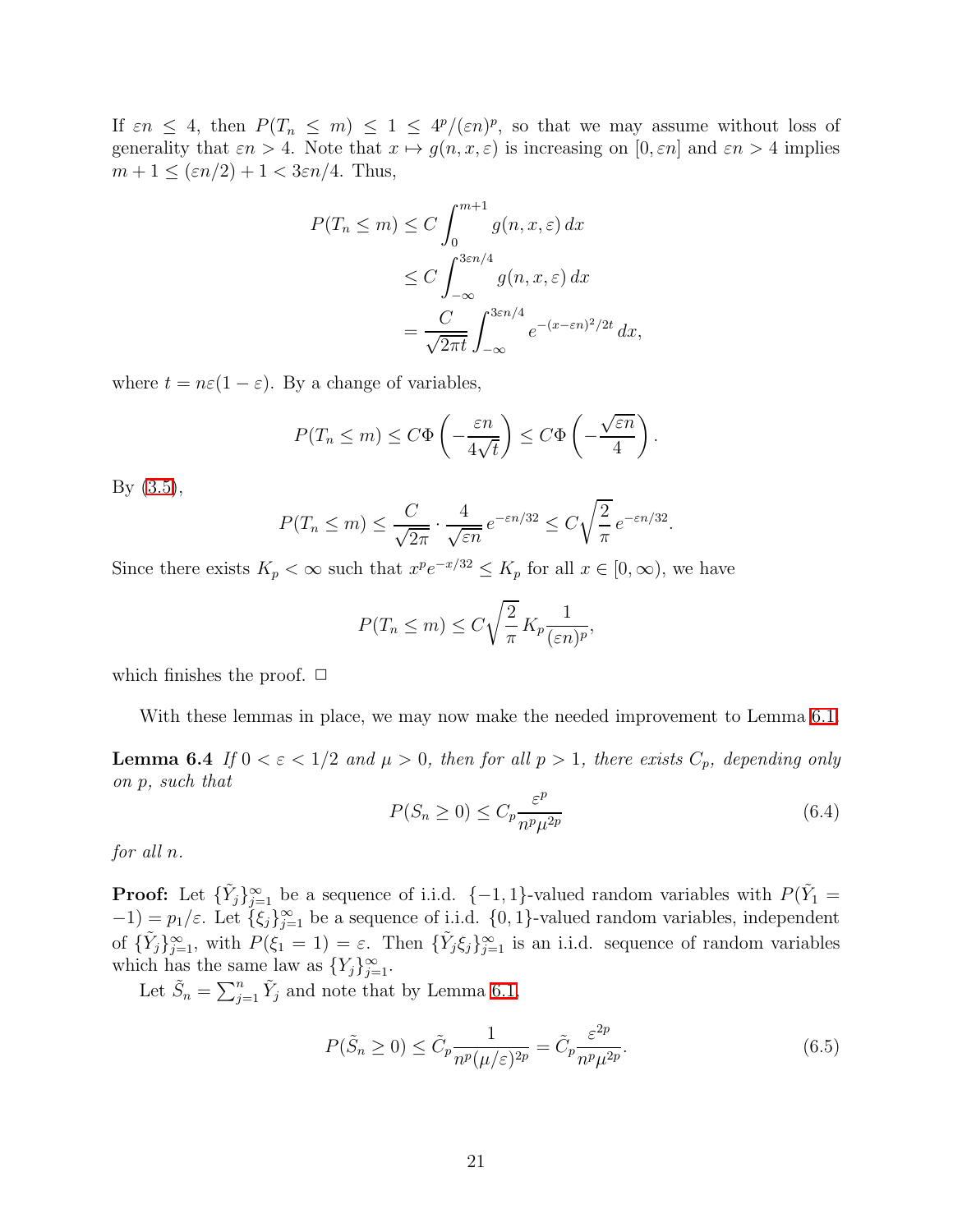If $\varepsilon n \le 4$, then $P(T_n \le m) \le 1 \le 4^p/(\varepsilon n)^p$, so that we may assume without loss of generality that $\varepsilon n > 4$. Note that $x \mapsto g(n, x, \varepsilon)$ is increasing on $[0, \varepsilon n]$ and $\varepsilon n > 4$ implies $m + 1 \le (\varepsilon n/2) + 1 < 3\varepsilon n/4$. Thus,

$$
\begin{aligned}
P(T_n \le m) &\le C \int_0^{m+1} g(n, x, \varepsilon)\, dx \\
&\le C \int_{-\infty}^{3\varepsilon n/4} g(n, x, \varepsilon)\, dx \\
&= \frac{C}{\sqrt{2\pi t}} \int_{-\infty}^{3\varepsilon n/4} e^{-(x-\varepsilon n)^2/2t}\, dx,
\end{aligned}
$$

where $t = n\varepsilon(1-\varepsilon)$. By a change of variables,

$$
P(T_n \le m) \le C\Phi\left(-\frac{\varepsilon n}{4\sqrt{t}}\right) \le C\Phi\left(-\frac{\sqrt{\varepsilon n}}{4}\right).
$$

By (3.5),

$$
P(T_n \le m) \le \frac{C}{\sqrt{2\pi}} \cdot \frac{4}{\sqrt{\varepsilon n}}\, e^{-\varepsilon n/32} \le C\sqrt{\frac{2}{\pi}}\, e^{-\varepsilon n/32}.
$$

Since there exists $K_p < \infty$ such that $x^p e^{-x/32} \le K_p$ for all $x \in [0, \infty)$, we have

$$
P(T_n \le m) \le C\sqrt{\frac{2}{\pi}}\, K_p \frac{1}{(\varepsilon n)^p},
$$

which finishes the proof. □

With these lemmas in place, we may now make the needed improvement to Lemma 6.1.

**Lemma 6.4** *If $0 < \varepsilon < 1/2$ and $\mu > 0$, then for all $p > 1$, there exists $C_p$, depending only on $p$, such that*

$$
P(S_n \ge 0) \le C_p \frac{\varepsilon^p}{n^p \mu^{2p}} \tag{6.4}
$$

*for all $n$.*

**Proof:** Let $\{\tilde{Y}_j\}_{j=1}^\infty$ be a sequence of i.i.d. $\{-1, 1\}$-valued random variables with $P(\tilde{Y}_1 = -1) = p_1/\varepsilon$. Let $\{\xi_j\}_{j=1}^\infty$ be a sequence of i.i.d. $\{0, 1\}$-valued random variables, independent of $\{\tilde{Y}_j\}_{j=1}^\infty$, with $P(\xi_1 = 1) = \varepsilon$. Then $\{\tilde{Y}_j \xi_j\}_{j=1}^\infty$ is an i.i.d. sequence of random variables which has the same law as $\{Y_j\}_{j=1}^\infty$.

Let $\tilde{S}_n = \sum_{j=1}^n \tilde{Y}_j$ and note that by Lemma 6.1,

$$
P(\tilde{S}_n \ge 0) \le \tilde{C}_p \frac{1}{n^p(\mu/\varepsilon)^{2p}} = \tilde{C}_p \frac{\varepsilon^{2p}}{n^p \mu^{2p}}. \tag{6.5}
$$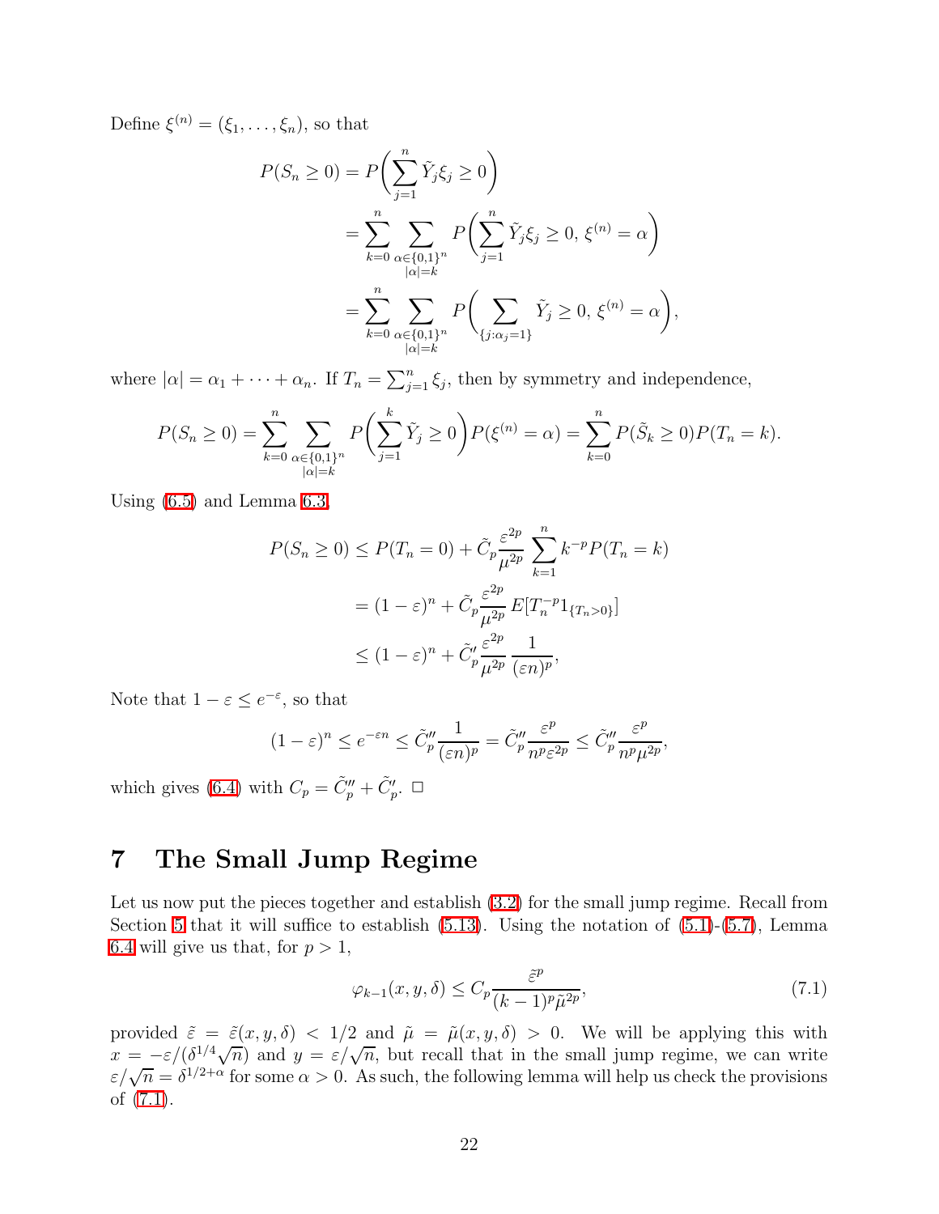Define $\xi^{(n)} = (\xi_1, \ldots, \xi_n)$, so that

$$
\begin{aligned}
P(S_n \geq 0) &= P\bigg( \sum_{j=1}^n \tilde{Y}_j \xi_j \geq 0 \bigg) \\
&= \sum_{k=0}^n \sum_{\substack{\alpha \in \{0,1\}^n \\ |\alpha| = k}} P\bigg( \sum_{j=1}^n \tilde{Y}_j \xi_j \geq 0,\, \xi^{(n)} = \alpha \bigg) \\
&= \sum_{k=0}^n \sum_{\substack{\alpha \in \{0,1\}^n \\ |\alpha| = k}} P\bigg( \sum_{\{j : \alpha_j = 1\}} \tilde{Y}_j \geq 0,\, \xi^{(n)} = \alpha \bigg),
\end{aligned}
$$

where $|\alpha| = \alpha_1 + \cdots + \alpha_n$. If $T_n = \sum_{j=1}^n \xi_j$, then by symmetry and independence,

$$
P(S_n \geq 0) = \sum_{k=0}^n \sum_{\substack{\alpha \in \{0,1\}^n \\ |\alpha| = k}} P\bigg( \sum_{j=1}^k \tilde{Y}_j \geq 0 \bigg) P(\xi^{(n)} = \alpha) = \sum_{k=0}^n P(\tilde{S}_k \geq 0) P(T_n = k).
$$

Using (6.5) and Lemma 6.3,

$$
\begin{aligned}
P(S_n \geq 0) &\leq P(T_n = 0) + \tilde{C}_p \frac{\varepsilon^{2p}}{\mu^{2p}} \sum_{k=1}^n k^{-p} P(T_n = k) \\
&= (1 - \varepsilon)^n + \tilde{C}_p \frac{\varepsilon^{2p}}{\mu^{2p}} E[T_n^{-p} 1_{\{T_n > 0\}}] \\
&\leq (1 - \varepsilon)^n + \tilde{C}_p' \frac{\varepsilon^{2p}}{\mu^{2p}} \frac{1}{(\varepsilon n)^p},
\end{aligned}
$$

Note that $1 - \varepsilon \leq e^{-\varepsilon}$, so that

$$
(1 - \varepsilon)^n \leq e^{-\varepsilon n} \leq \tilde{C}_p'' \frac{1}{(\varepsilon n)^p} = \tilde{C}_p'' \frac{\varepsilon^p}{n^p \varepsilon^{2p}} \leq \tilde{C}_p'' \frac{\varepsilon^p}{n^p \mu^{2p}},
$$

which gives (6.4) with $C_p = \tilde{C}_p'' + \tilde{C}_p'$. $\square$

# 7 The Small Jump Regime

Let us now put the pieces together and establish (3.2) for the small jump regime. Recall from Section 5 that it will suffice to establish (5.13). Using the notation of (5.1)-(5.7), Lemma 6.4 will give us that, for $p > 1$,

$$
\varphi_{k-1}(x, y, \delta) \leq C_p \frac{\tilde{\varepsilon}^p}{(k-1)^p \tilde{\mu}^{2p}}, \tag{7.1}
$$

provided $\tilde{\varepsilon} = \tilde{\varepsilon}(x, y, \delta) < 1/2$ and $\tilde{\mu} = \tilde{\mu}(x, y, \delta) > 0$. We will be applying this with $x = -\varepsilon/(\delta^{1/4}\sqrt{n})$ and $y = \varepsilon/\sqrt{n}$, but recall that in the small jump regime, we can write $\varepsilon/\sqrt{n} = \delta^{1/2+\alpha}$ for some $\alpha > 0$. As such, the following lemma will help us check the provisions of (7.1).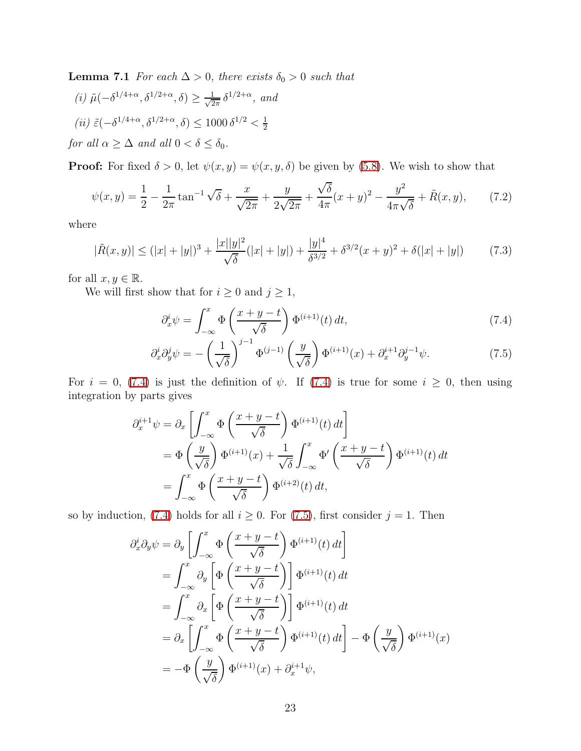**Lemma 7.1** *For each $\Delta > 0$, there exists $\delta_0 > 0$ such that*

*(i) $\tilde{\mu}(-\delta^{1/4+\alpha}, \delta^{1/2+\alpha}, \delta) \geq \frac{1}{\sqrt{2\pi}}\,\delta^{1/2+\alpha}$, and*

*(ii) $\tilde{\varepsilon}(-\delta^{1/4+\alpha}, \delta^{1/2+\alpha}, \delta) \leq 1000\,\delta^{1/2} < \frac{1}{2}$*

*for all $\alpha \geq \Delta$ and all $0 < \delta \leq \delta_0$.*

**Proof:** For fixed $\delta > 0$, let $\psi(x, y) = \psi(x, y, \delta)$ be given by (5.8). We wish to show that

$$\psi(x,y) = \frac{1}{2} - \frac{1}{2\pi}\tan^{-1}\sqrt{\delta} + \frac{x}{\sqrt{2\pi}} + \frac{y}{2\sqrt{2\pi}} + \frac{\sqrt{\delta}}{4\pi}(x+y)^2 - \frac{y^2}{4\pi\sqrt{\delta}} + \tilde{R}(x,y), \tag{7.2}$$

where

$$|\tilde{R}(x,y)| \leq (|x|+|y|)^3 + \frac{|x||y|^2}{\sqrt{\delta}}(|x|+|y|) + \frac{|y|^4}{\delta^{3/2}} + \delta^{3/2}(x+y)^2 + \delta(|x|+|y|) \tag{7.3}$$

for all $x, y \in \mathbb{R}$.

We will first show that for $i \geq 0$ and $j \geq 1$,

$$\partial_x^i \psi = \int_{-\infty}^{x} \Phi\left(\frac{x+y-t}{\sqrt{\delta}}\right)\Phi^{(i+1)}(t)\,dt, \tag{7.4}$$

$$\partial_x^i \partial_y^j \psi = -\left(\frac{1}{\sqrt{\delta}}\right)^{j-1}\Phi^{(j-1)}\left(\frac{y}{\sqrt{\delta}}\right)\Phi^{(i+1)}(x) + \partial_x^{i+1}\partial_y^{j-1}\psi. \tag{7.5}$$

For $i = 0$, (7.4) is just the definition of $\psi$. If (7.4) is true for some $i \geq 0$, then using integration by parts gives

$$\begin{aligned}
\partial_x^{i+1}\psi &= \partial_x\left[\int_{-\infty}^{x}\Phi\left(\frac{x+y-t}{\sqrt{\delta}}\right)\Phi^{(i+1)}(t)\,dt\right] \\
&= \Phi\left(\frac{y}{\sqrt{\delta}}\right)\Phi^{(i+1)}(x) + \frac{1}{\sqrt{\delta}}\int_{-\infty}^{x}\Phi'\left(\frac{x+y-t}{\sqrt{\delta}}\right)\Phi^{(i+1)}(t)\,dt \\
&= \int_{-\infty}^{x}\Phi\left(\frac{x+y-t}{\sqrt{\delta}}\right)\Phi^{(i+2)}(t)\,dt,
\end{aligned}$$

so by induction, (7.4) holds for all $i \geq 0$. For (7.5), first consider $j = 1$. Then

$$\begin{aligned}
\partial_x^i\partial_y\psi &= \partial_y\left[\int_{-\infty}^{x}\Phi\left(\frac{x+y-t}{\sqrt{\delta}}\right)\Phi^{(i+1)}(t)\,dt\right] \\
&= \int_{-\infty}^{x}\partial_y\left[\Phi\left(\frac{x+y-t}{\sqrt{\delta}}\right)\right]\Phi^{(i+1)}(t)\,dt \\
&= \int_{-\infty}^{x}\partial_x\left[\Phi\left(\frac{x+y-t}{\sqrt{\delta}}\right)\right]\Phi^{(i+1)}(t)\,dt \\
&= \partial_x\left[\int_{-\infty}^{x}\Phi\left(\frac{x+y-t}{\sqrt{\delta}}\right)\Phi^{(i+1)}(t)\,dt\right] - \Phi\left(\frac{y}{\sqrt{\delta}}\right)\Phi^{(i+1)}(x) \\
&= -\Phi\left(\frac{y}{\sqrt{\delta}}\right)\Phi^{(i+1)}(x) + \partial_x^{i+1}\psi,
\end{aligned}$$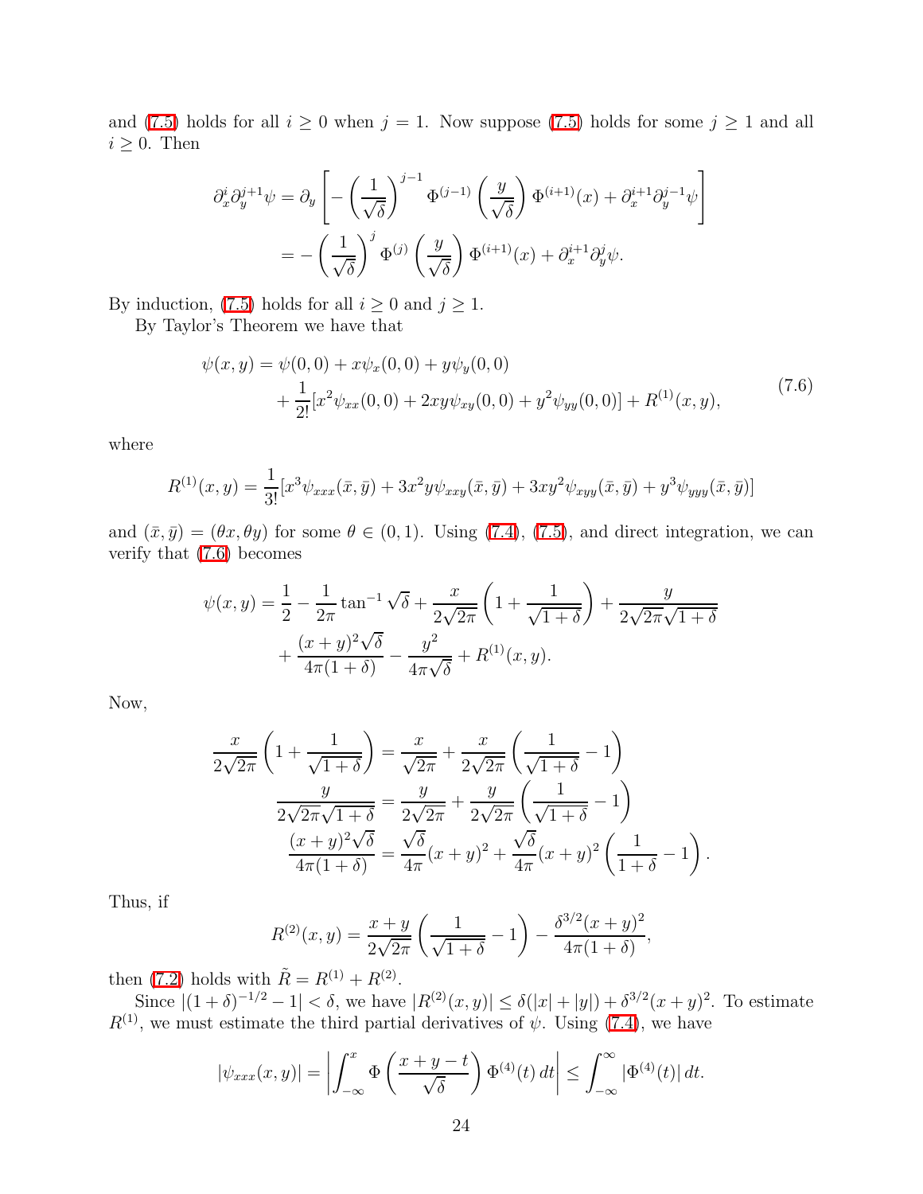and (7.5) holds for all $i \geq 0$ when $j = 1$. Now suppose (7.5) holds for some $j \geq 1$ and all $i \geq 0$. Then

$$
\begin{aligned}
\partial_x^i \partial_y^{j+1} \psi &= \partial_y \left[ -\left(\frac{1}{\sqrt{\delta}}\right)^{j-1} \Phi^{(j-1)}\left(\frac{y}{\sqrt{\delta}}\right) \Phi^{(i+1)}(x) + \partial_x^{i+1} \partial_y^{j-1} \psi \right] \\
&= -\left(\frac{1}{\sqrt{\delta}}\right)^{j} \Phi^{(j)}\left(\frac{y}{\sqrt{\delta}}\right) \Phi^{(i+1)}(x) + \partial_x^{i+1} \partial_y^{j} \psi.
\end{aligned}
$$

By induction, (7.5) holds for all $i \geq 0$ and $j \geq 1$.

By Taylor's Theorem we have that

$$
\begin{aligned}
\psi(x,y) &= \psi(0,0) + x\psi_x(0,0) + y\psi_y(0,0) \\
&\quad + \frac{1}{2!}[x^2 \psi_{xx}(0,0) + 2xy\psi_{xy}(0,0) + y^2 \psi_{yy}(0,0)] + R^{(1)}(x,y),
\end{aligned}
\tag{7.6}
$$

where

$$
R^{(1)}(x,y) = \frac{1}{3!}[x^3 \psi_{xxx}(\bar{x},\bar{y}) + 3x^2 y \psi_{xxy}(\bar{x},\bar{y}) + 3xy^2 \psi_{xyy}(\bar{x},\bar{y}) + y^3 \psi_{yyy}(\bar{x},\bar{y})]
$$

and $(\bar{x},\bar{y}) = (\theta x, \theta y)$ for some $\theta \in (0,1)$. Using (7.4), (7.5), and direct integration, we can verify that (7.6) becomes

$$
\begin{aligned}
\psi(x,y) &= \frac{1}{2} - \frac{1}{2\pi}\tan^{-1}\sqrt{\delta} + \frac{x}{2\sqrt{2\pi}}\left(1 + \frac{1}{\sqrt{1+\delta}}\right) + \frac{y}{2\sqrt{2\pi}\sqrt{1+\delta}} \\
&\quad + \frac{(x+y)^2\sqrt{\delta}}{4\pi(1+\delta)} - \frac{y^2}{4\pi\sqrt{\delta}} + R^{(1)}(x,y).
\end{aligned}
$$

Now,

$$
\begin{aligned}
\frac{x}{2\sqrt{2\pi}}\left(1 + \frac{1}{\sqrt{1+\delta}}\right) &= \frac{x}{\sqrt{2\pi}} + \frac{x}{2\sqrt{2\pi}}\left(\frac{1}{\sqrt{1+\delta}} - 1\right) \\
\frac{y}{2\sqrt{2\pi}\sqrt{1+\delta}} &= \frac{y}{2\sqrt{2\pi}} + \frac{y}{2\sqrt{2\pi}}\left(\frac{1}{\sqrt{1+\delta}} - 1\right) \\
\frac{(x+y)^2\sqrt{\delta}}{4\pi(1+\delta)} &= \frac{\sqrt{\delta}}{4\pi}(x+y)^2 + \frac{\sqrt{\delta}}{4\pi}(x+y)^2\left(\frac{1}{1+\delta} - 1\right).
\end{aligned}
$$

Thus, if

$$
R^{(2)}(x,y) = \frac{x+y}{2\sqrt{2\pi}}\left(\frac{1}{\sqrt{1+\delta}} - 1\right) - \frac{\delta^{3/2}(x+y)^2}{4\pi(1+\delta)},
$$

then (7.2) holds with $\tilde{R} = R^{(1)} + R^{(2)}$.

Since $|(1+\delta)^{-1/2} - 1| < \delta$, we have $|R^{(2)}(x,y)| \leq \delta(|x| + |y|) + \delta^{3/2}(x+y)^2$. To estimate $R^{(1)}$, we must estimate the third partial derivatives of $\psi$. Using (7.4), we have

$$
|\psi_{xxx}(x,y)| = \left| \int_{-\infty}^{x} \Phi\left(\frac{x+y-t}{\sqrt{\delta}}\right) \Phi^{(4)}(t)\,dt \right| \leq \int_{-\infty}^{\infty} |\Phi^{(4)}(t)|\,dt.
$$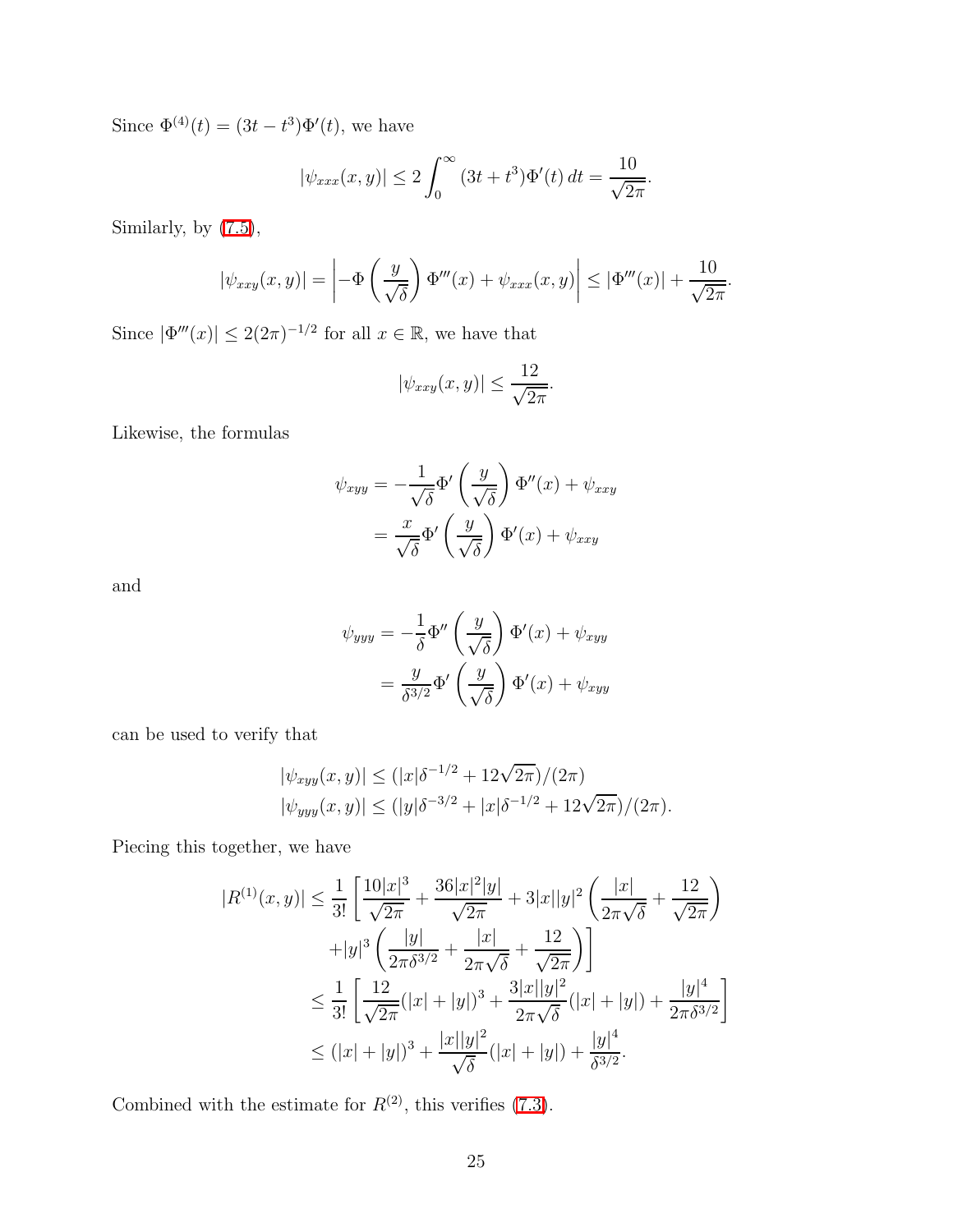Since $\Phi^{(4)}(t) = (3t - t^3)\Phi'(t)$, we have

$$|\psi_{xxx}(x,y)| \leq 2\int_0^\infty (3t + t^3)\Phi'(t)\,dt = \frac{10}{\sqrt{2\pi}}.$$

Similarly, by (7.5),

$$|\psi_{xxy}(x,y)| = \left| -\Phi\left(\frac{y}{\sqrt{\delta}}\right)\Phi'''(x) + \psi_{xxx}(x,y) \right| \leq |\Phi'''(x)| + \frac{10}{\sqrt{2\pi}}.$$

Since $|\Phi'''(x)| \leq 2(2\pi)^{-1/2}$ for all $x \in \mathbb{R}$, we have that

$$|\psi_{xxy}(x,y)| \leq \frac{12}{\sqrt{2\pi}}.$$

Likewise, the formulas

$$\begin{aligned}
\psi_{xyy} &= -\frac{1}{\sqrt{\delta}}\Phi'\left(\frac{y}{\sqrt{\delta}}\right)\Phi''(x) + \psi_{xxy} \\
&= \frac{x}{\sqrt{\delta}}\Phi'\left(\frac{y}{\sqrt{\delta}}\right)\Phi'(x) + \psi_{xxy}
\end{aligned}$$

and

$$\begin{aligned}
\psi_{yyy} &= -\frac{1}{\delta}\Phi''\left(\frac{y}{\sqrt{\delta}}\right)\Phi'(x) + \psi_{xyy} \\
&= \frac{y}{\delta^{3/2}}\Phi'\left(\frac{y}{\sqrt{\delta}}\right)\Phi'(x) + \psi_{xyy}
\end{aligned}$$

can be used to verify that

$$\begin{aligned}
|\psi_{xyy}(x,y)| &\leq (|x|\delta^{-1/2} + 12\sqrt{2\pi})/(2\pi) \\
|\psi_{yyy}(x,y)| &\leq (|y|\delta^{-3/2} + |x|\delta^{-1/2} + 12\sqrt{2\pi})/(2\pi).
\end{aligned}$$

Piecing this together, we have

$$\begin{aligned}
|R^{(1)}(x,y)| &\leq \frac{1}{3!}\left[\frac{10|x|^3}{\sqrt{2\pi}} + \frac{36|x|^2|y|}{\sqrt{2\pi}} + 3|x||y|^2\left(\frac{|x|}{2\pi\sqrt{\delta}} + \frac{12}{\sqrt{2\pi}}\right)\right. \\
&\qquad \left. + |y|^3\left(\frac{|y|}{2\pi\delta^{3/2}} + \frac{|x|}{2\pi\sqrt{\delta}} + \frac{12}{\sqrt{2\pi}}\right)\right] \\
&\leq \frac{1}{3!}\left[\frac{12}{\sqrt{2\pi}}(|x| + |y|)^3 + \frac{3|x||y|^2}{2\pi\sqrt{\delta}}(|x| + |y|) + \frac{|y|^4}{2\pi\delta^{3/2}}\right] \\
&\leq (|x| + |y|)^3 + \frac{|x||y|^2}{\sqrt{\delta}}(|x| + |y|) + \frac{|y|^4}{\delta^{3/2}}.
\end{aligned}$$

Combined with the estimate for $R^{(2)}$, this verifies (7.3).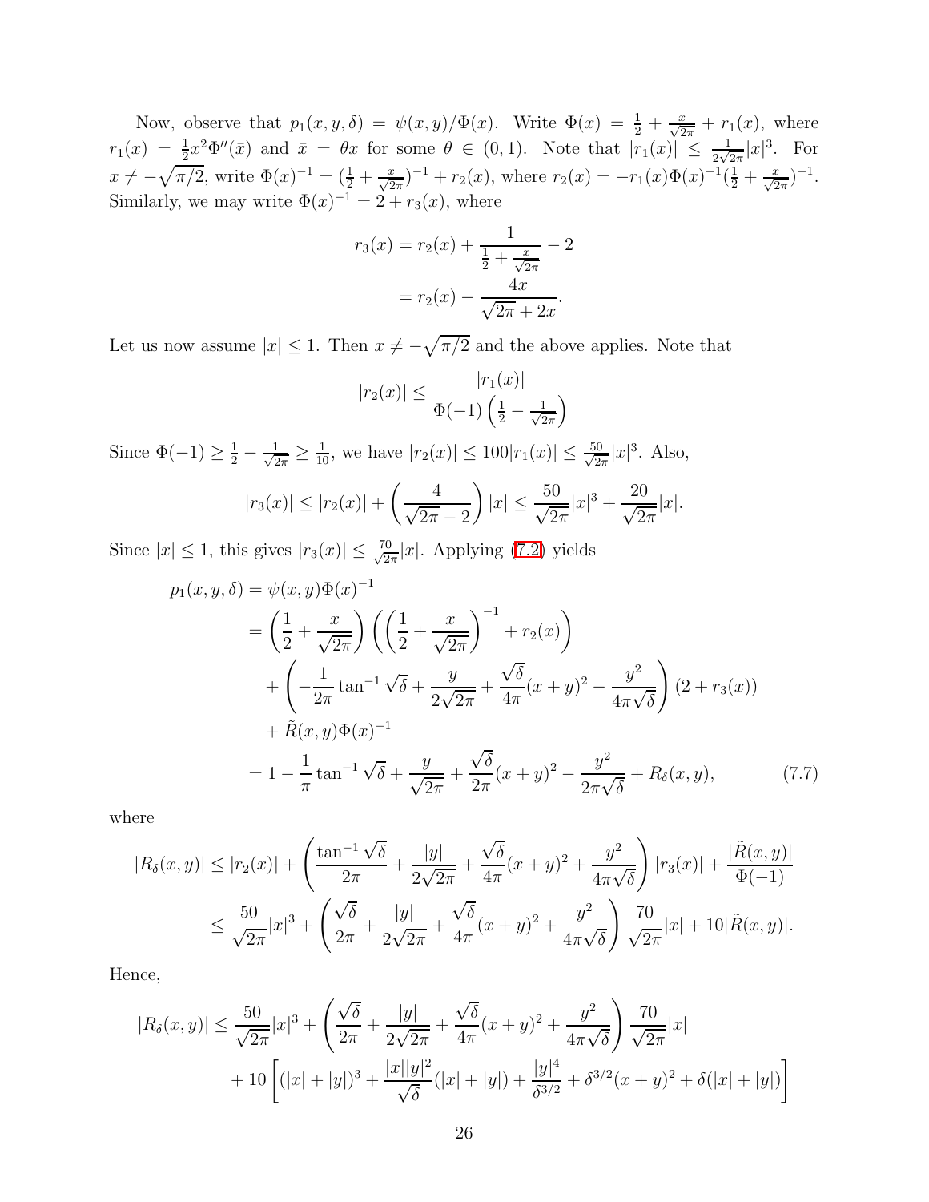Now, observe that $p_1(x, y, \delta) = \psi(x, y)/\Phi(x)$. Write $\Phi(x) = \frac{1}{2} + \frac{x}{\sqrt{2\pi}} + r_1(x)$, where $r_1(x) = \frac{1}{2}x^2\Phi''(\bar{x})$ and $\bar{x} = \theta x$ for some $\theta \in (0, 1)$. Note that $|r_1(x)| \le \frac{1}{2\sqrt{2\pi}}|x|^3$. For $x \neq -\sqrt{\pi/2}$, write $\Phi(x)^{-1} = (\frac{1}{2} + \frac{x}{\sqrt{2\pi}})^{-1} + r_2(x)$, where $r_2(x) = -r_1(x)\Phi(x)^{-1}(\frac{1}{2} + \frac{x}{\sqrt{2\pi}})^{-1}$. Similarly, we may write $\Phi(x)^{-1} = 2 + r_3(x)$, where

$$
\begin{aligned}
r_3(x) &= r_2(x) + \frac{1}{\frac{1}{2} + \frac{x}{\sqrt{2\pi}}} - 2 \\
&= r_2(x) - \frac{4x}{\sqrt{2\pi} + 2x}.
\end{aligned}
$$

Let us now assume $|x| \le 1$. Then $x \neq -\sqrt{\pi/2}$ and the above applies. Note that

$$
|r_2(x)| \le \frac{|r_1(x)|}{\Phi(-1)\left(\frac{1}{2} - \frac{1}{\sqrt{2\pi}}\right)}
$$

Since $\Phi(-1) \ge \frac{1}{2} - \frac{1}{\sqrt{2\pi}} \ge \frac{1}{10}$, we have $|r_2(x)| \le 100|r_1(x)| \le \frac{50}{\sqrt{2\pi}}|x|^3$. Also,

$$
|r_3(x)| \le |r_2(x)| + \left(\frac{4}{\sqrt{2\pi} - 2}\right)|x| \le \frac{50}{\sqrt{2\pi}}|x|^3 + \frac{20}{\sqrt{2\pi}}|x|.
$$

Since $|x| \le 1$, this gives $|r_3(x)| \le \frac{70}{\sqrt{2\pi}}|x|$. Applying (7.2) yields

$$
\begin{aligned}
p_1(x, y, \delta) &= \psi(x, y)\Phi(x)^{-1} \\
&= \left(\frac{1}{2} + \frac{x}{\sqrt{2\pi}}\right)\left(\left(\frac{1}{2} + \frac{x}{\sqrt{2\pi}}\right)^{-1} + r_2(x)\right) \\
&\quad + \left(-\frac{1}{2\pi}\tan^{-1}\sqrt{\delta} + \frac{y}{2\sqrt{2\pi}} + \frac{\sqrt{\delta}}{4\pi}(x+y)^2 - \frac{y^2}{4\pi\sqrt{\delta}}\right)(2 + r_3(x)) \\
&\quad + \tilde{R}(x, y)\Phi(x)^{-1} \\
&= 1 - \frac{1}{\pi}\tan^{-1}\sqrt{\delta} + \frac{y}{\sqrt{2\pi}} + \frac{\sqrt{\delta}}{2\pi}(x+y)^2 - \frac{y^2}{2\pi\sqrt{\delta}} + R_\delta(x, y), \qquad (7.7)
\end{aligned}
$$

where

$$
\begin{aligned}
|R_\delta(x, y)| &\le |r_2(x)| + \left(\frac{\tan^{-1}\sqrt{\delta}}{2\pi} + \frac{|y|}{2\sqrt{2\pi}} + \frac{\sqrt{\delta}}{4\pi}(x+y)^2 + \frac{y^2}{4\pi\sqrt{\delta}}\right)|r_3(x)| + \frac{|\tilde{R}(x, y)|}{\Phi(-1)} \\
&\le \frac{50}{\sqrt{2\pi}}|x|^3 + \left(\frac{\sqrt{\delta}}{2\pi} + \frac{|y|}{2\sqrt{2\pi}} + \frac{\sqrt{\delta}}{4\pi}(x+y)^2 + \frac{y^2}{4\pi\sqrt{\delta}}\right)\frac{70}{\sqrt{2\pi}}|x| + 10|\tilde{R}(x, y)|.
\end{aligned}
$$

Hence,

$$
\begin{aligned}
|R_\delta(x, y)| &\le \frac{50}{\sqrt{2\pi}}|x|^3 + \left(\frac{\sqrt{\delta}}{2\pi} + \frac{|y|}{2\sqrt{2\pi}} + \frac{\sqrt{\delta}}{4\pi}(x+y)^2 + \frac{y^2}{4\pi\sqrt{\delta}}\right)\frac{70}{\sqrt{2\pi}}|x| \\
&\quad + 10\left[(|x| + |y|)^3 + \frac{|x||y|^2}{\sqrt{\delta}}(|x| + |y|) + \frac{|y|^4}{\delta^{3/2}} + \delta^{3/2}(x+y)^2 + \delta(|x| + |y|)\right]
\end{aligned}
$$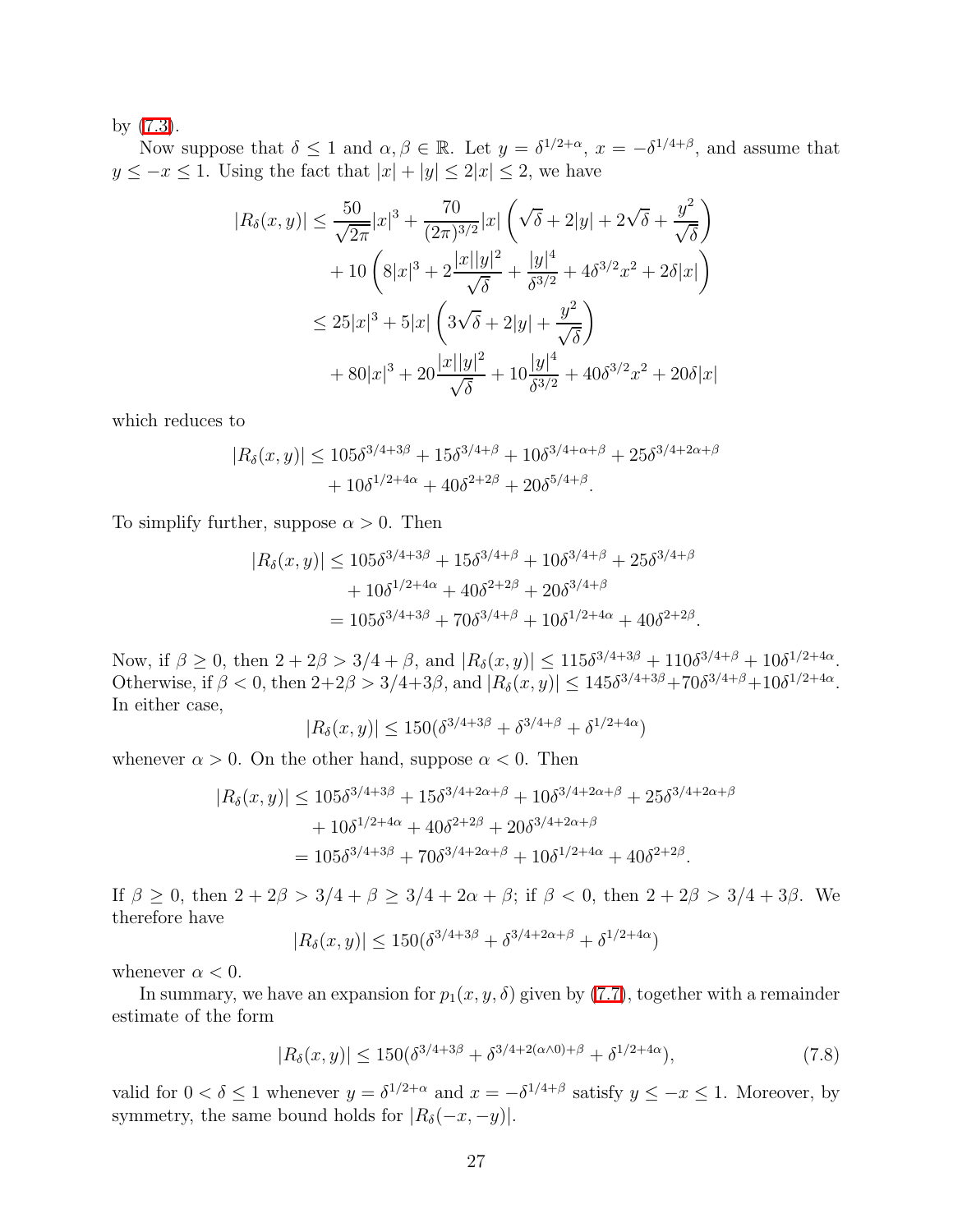by (7.3).

Now suppose that $\delta \le 1$ and $\alpha, \beta \in \mathbb{R}$. Let $y = \delta^{1/2+\alpha}$, $x = -\delta^{1/4+\beta}$, and assume that $y \le -x \le 1$. Using the fact that $|x| + |y| \le 2|x| \le 2$, we have

$$
\begin{aligned}
|R_\delta(x,y)| &\le \frac{50}{\sqrt{2\pi}}|x|^3 + \frac{70}{(2\pi)^{3/2}}|x|\left(\sqrt{\delta} + 2|y| + 2\sqrt{\delta} + \frac{y^2}{\sqrt{\delta}}\right) \\
&\quad + 10\left(8|x|^3 + 2\frac{|x||y|^2}{\sqrt{\delta}} + \frac{|y|^4}{\delta^{3/2}} + 4\delta^{3/2}x^2 + 2\delta|x|\right) \\
&\le 25|x|^3 + 5|x|\left(3\sqrt{\delta} + 2|y| + \frac{y^2}{\sqrt{\delta}}\right) \\
&\quad + 80|x|^3 + 20\frac{|x||y|^2}{\sqrt{\delta}} + 10\frac{|y|^4}{\delta^{3/2}} + 40\delta^{3/2}x^2 + 20\delta|x|
\end{aligned}
$$

which reduces to

$$
\begin{aligned}
|R_\delta(x,y)| &\le 105\delta^{3/4+3\beta} + 15\delta^{3/4+\beta} + 10\delta^{3/4+\alpha+\beta} + 25\delta^{3/4+2\alpha+\beta} \\
&\quad + 10\delta^{1/2+4\alpha} + 40\delta^{2+2\beta} + 20\delta^{5/4+\beta}.
\end{aligned}
$$

To simplify further, suppose $\alpha > 0$. Then

$$
\begin{aligned}
|R_\delta(x,y)| &\le 105\delta^{3/4+3\beta} + 15\delta^{3/4+\beta} + 10\delta^{3/4+\beta} + 25\delta^{3/4+\beta} \\
&\quad + 10\delta^{1/2+4\alpha} + 40\delta^{2+2\beta} + 20\delta^{3/4+\beta} \\
&= 105\delta^{3/4+3\beta} + 70\delta^{3/4+\beta} + 10\delta^{1/2+4\alpha} + 40\delta^{2+2\beta}.
\end{aligned}
$$

Now, if $\beta \ge 0$, then $2 + 2\beta > 3/4 + \beta$, and $|R_\delta(x,y)| \le 115\delta^{3/4+3\beta} + 110\delta^{3/4+\beta} + 10\delta^{1/2+4\alpha}$. Otherwise, if $\beta < 0$, then $2+2\beta > 3/4+3\beta$, and $|R_\delta(x,y)| \le 145\delta^{3/4+3\beta} + 70\delta^{3/4+\beta} + 10\delta^{1/2+4\alpha}$. In either case,

$$
|R_\delta(x,y)| \le 150(\delta^{3/4+3\beta} + \delta^{3/4+\beta} + \delta^{1/2+4\alpha})
$$

whenever $\alpha > 0$. On the other hand, suppose $\alpha < 0$. Then

$$
\begin{aligned}
|R_\delta(x,y)| &\le 105\delta^{3/4+3\beta} + 15\delta^{3/4+2\alpha+\beta} + 10\delta^{3/4+2\alpha+\beta} + 25\delta^{3/4+2\alpha+\beta} \\
&\quad + 10\delta^{1/2+4\alpha} + 40\delta^{2+2\beta} + 20\delta^{3/4+2\alpha+\beta} \\
&= 105\delta^{3/4+3\beta} + 70\delta^{3/4+2\alpha+\beta} + 10\delta^{1/2+4\alpha} + 40\delta^{2+2\beta}.
\end{aligned}
$$

If $\beta \ge 0$, then $2 + 2\beta > 3/4 + \beta \ge 3/4 + 2\alpha + \beta$; if $\beta < 0$, then $2 + 2\beta > 3/4 + 3\beta$. We therefore have

$$
|R_\delta(x,y)| \le 150(\delta^{3/4+3\beta} + \delta^{3/4+2\alpha+\beta} + \delta^{1/2+4\alpha})
$$

whenever $\alpha < 0$.

In summary, we have an expansion for $p_1(x,y,\delta)$ given by (7.7), together with a remainder estimate of the form

$$
|R_\delta(x,y)| \le 150(\delta^{3/4+3\beta} + \delta^{3/4+2(\alpha\wedge 0)+\beta} + \delta^{1/2+4\alpha}), \tag{7.8}
$$

valid for $0 < \delta \le 1$ whenever $y = \delta^{1/2+\alpha}$ and $x = -\delta^{1/4+\beta}$ satisfy $y \le -x \le 1$. Moreover, by symmetry, the same bound holds for $|R_\delta(-x,-y)|$.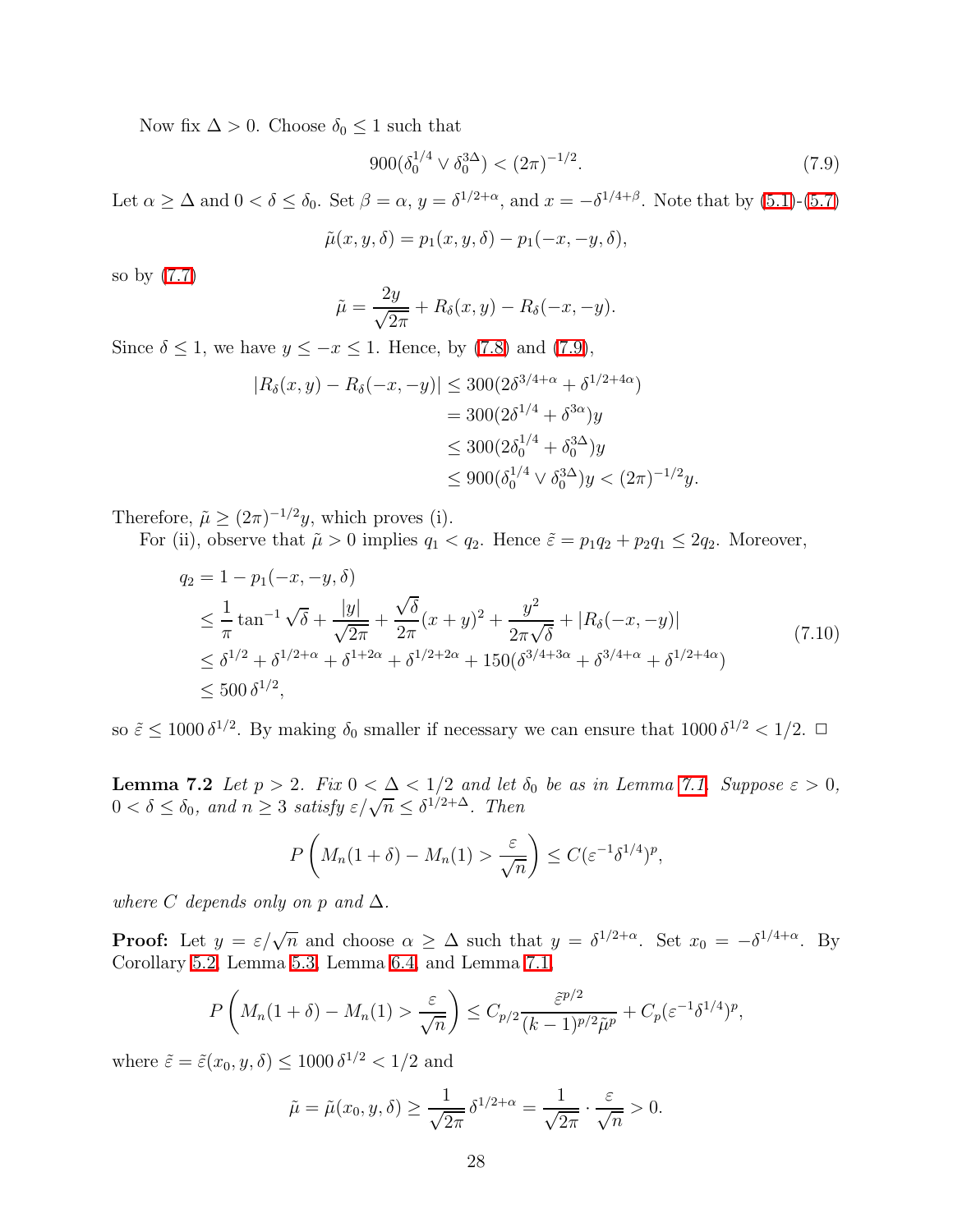Now fix $\Delta > 0$. Choose $\delta_0 \le 1$ such that

$$900(\delta_0^{1/4} \vee \delta_0^{3\Delta}) < (2\pi)^{-1/2}. \tag{7.9}$$

Let $\alpha \ge \Delta$ and $0 < \delta \le \delta_0$. Set $\beta = \alpha$, $y = \delta^{1/2+\alpha}$, and $x = -\delta^{1/4+\beta}$. Note that by (5.1)-(5.7)

$$\tilde{\mu}(x, y, \delta) = p_1(x, y, \delta) - p_1(-x, -y, \delta),$$

so by (7.7)

$$\tilde{\mu} = \frac{2y}{\sqrt{2\pi}} + R_\delta(x, y) - R_\delta(-x, -y).$$

Since $\delta \le 1$, we have $y \le -x \le 1$. Hence, by (7.8) and (7.9),

$$\begin{aligned}
|R_\delta(x, y) - R_\delta(-x, -y)| &\le 300(2\delta^{3/4+\alpha} + \delta^{1/2+4\alpha}) \\
&= 300(2\delta^{1/4} + \delta^{3\alpha})y \\
&\le 300(2\delta_0^{1/4} + \delta_0^{3\Delta})y \\
&\le 900(\delta_0^{1/4} \vee \delta_0^{3\Delta})y < (2\pi)^{-1/2}y.
\end{aligned}$$

Therefore, $\tilde{\mu} \ge (2\pi)^{-1/2}y$, which proves (i).

For (ii), observe that $\tilde{\mu} > 0$ implies $q_1 < q_2$. Hence $\tilde{\varepsilon} = p_1q_2 + p_2q_1 \le 2q_2$. Moreover,

$$\begin{aligned}
q_2 &= 1 - p_1(-x, -y, \delta) \\
&\le \frac{1}{\pi}\tan^{-1}\sqrt{\delta} + \frac{|y|}{\sqrt{2\pi}} + \frac{\sqrt{\delta}}{2\pi}(x+y)^2 + \frac{y^2}{2\pi\sqrt{\delta}} + |R_\delta(-x, -y)| \\
&\le \delta^{1/2} + \delta^{1/2+\alpha} + \delta^{1+2\alpha} + \delta^{1/2+2\alpha} + 150(\delta^{3/4+3\alpha} + \delta^{3/4+\alpha} + \delta^{1/2+4\alpha}) \\
&\le 500\,\delta^{1/2},
\end{aligned} \tag{7.10}$$

so $\tilde{\varepsilon} \le 1000\,\delta^{1/2}$. By making $\delta_0$ smaller if necessary we can ensure that $1000\,\delta^{1/2} < 1/2$. $\square$

**Lemma 7.2** *Let $p > 2$. Fix $0 < \Delta < 1/2$ and let $\delta_0$ be as in Lemma 7.1. Suppose $\varepsilon > 0$, $0 < \delta \le \delta_0$, and $n \ge 3$ satisfy $\varepsilon/\sqrt{n} \le \delta^{1/2+\Delta}$. Then*

$$P\left(M_n(1+\delta) - M_n(1) > \frac{\varepsilon}{\sqrt{n}}\right) \le C(\varepsilon^{-1}\delta^{1/4})^p,$$

*where $C$ depends only on $p$ and $\Delta$.*

**Proof:** Let $y = \varepsilon/\sqrt{n}$ and choose $\alpha \ge \Delta$ such that $y = \delta^{1/2+\alpha}$. Set $x_0 = -\delta^{1/4+\alpha}$. By Corollary 5.2, Lemma 5.3, Lemma 6.4, and Lemma 7.1,

$$P\left(M_n(1+\delta) - M_n(1) > \frac{\varepsilon}{\sqrt{n}}\right) \le C_{p/2}\frac{\tilde{\varepsilon}^{p/2}}{(k-1)^{p/2}\tilde{\mu}^p} + C_p(\varepsilon^{-1}\delta^{1/4})^p,$$

where $\tilde{\varepsilon} = \tilde{\varepsilon}(x_0, y, \delta) \le 1000\,\delta^{1/2} < 1/2$ and

$$\tilde{\mu} = \tilde{\mu}(x_0, y, \delta) \ge \frac{1}{\sqrt{2\pi}}\,\delta^{1/2+\alpha} = \frac{1}{\sqrt{2\pi}} \cdot \frac{\varepsilon}{\sqrt{n}} > 0.$$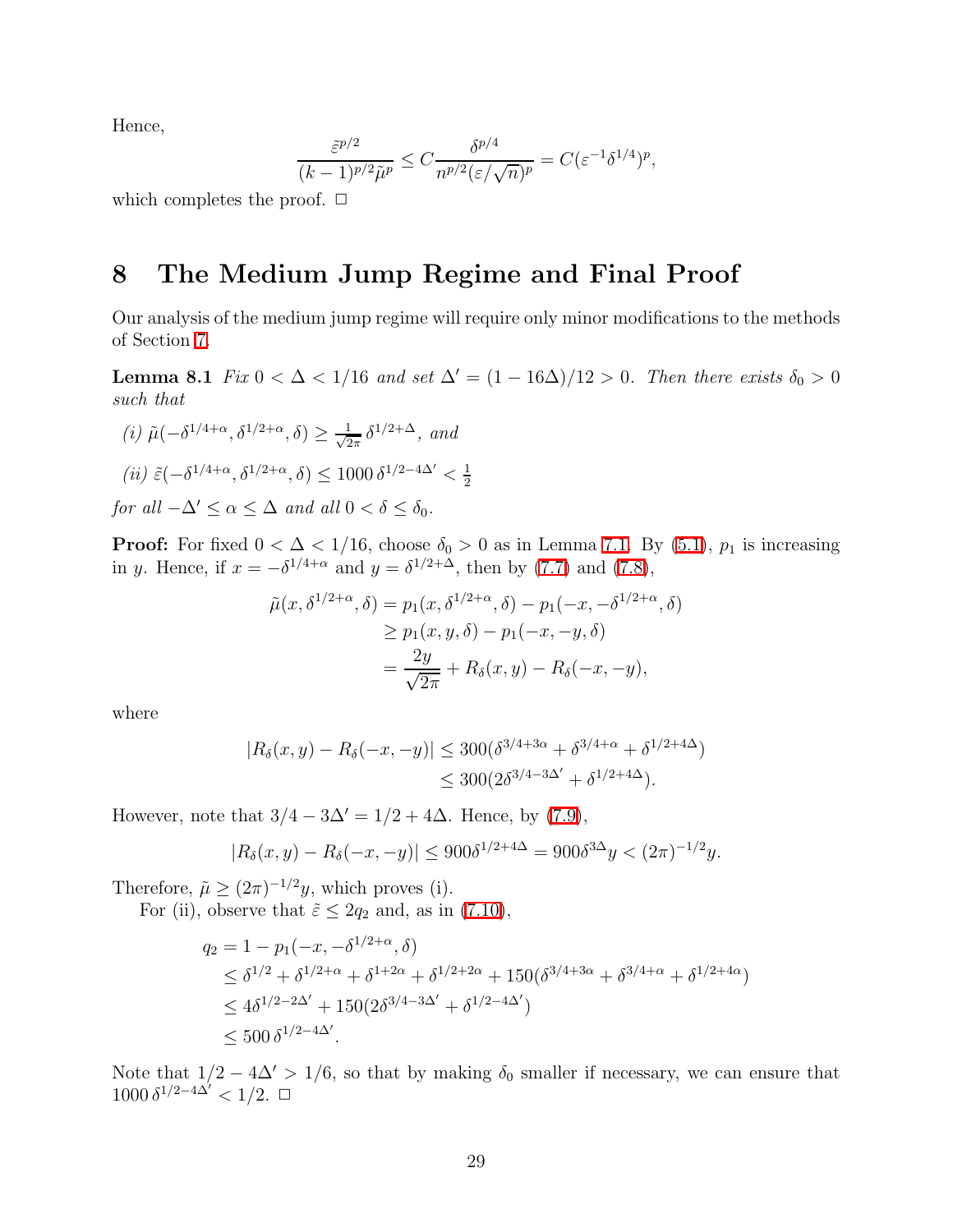Hence,

$$\frac{\tilde{\varepsilon}^{p/2}}{(k-1)^{p/2}\tilde{\mu}^p} \le C\frac{\delta^{p/4}}{n^{p/2}(\varepsilon/\sqrt{n})^p} = C(\varepsilon^{-1}\delta^{1/4})^p,$$

which completes the proof. □

# 8 The Medium Jump Regime and Final Proof

Our analysis of the medium jump regime will require only minor modifications to the methods of Section 7.

**Lemma 8.1** *Fix $0 < \Delta < 1/16$ and set $\Delta' = (1-16\Delta)/12 > 0$. Then there exists $\delta_0 > 0$ such that*

*(i) $\tilde{\mu}(-\delta^{1/4+\alpha}, \delta^{1/2+\alpha}, \delta) \ge \frac{1}{\sqrt{2\pi}}\,\delta^{1/2+\Delta}$, and*

*(ii) $\tilde{\varepsilon}(-\delta^{1/4+\alpha}, \delta^{1/2+\alpha}, \delta) \le 1000\,\delta^{1/2-4\Delta'} < \frac{1}{2}$*

*for all $-\Delta' \le \alpha \le \Delta$ and all $0 < \delta \le \delta_0$.*

**Proof:** For fixed $0 < \Delta < 1/16$, choose $\delta_0 > 0$ as in Lemma 7.1. By (5.1), $p_1$ is increasing in $y$. Hence, if $x = -\delta^{1/4+\alpha}$ and $y = \delta^{1/2+\Delta}$, then by (7.7) and (7.8),

$$\begin{aligned}
\tilde{\mu}(x, \delta^{1/2+\alpha}, \delta) &= p_1(x, \delta^{1/2+\alpha}, \delta) - p_1(-x, -\delta^{1/2+\alpha}, \delta) \\
&\ge p_1(x, y, \delta) - p_1(-x, -y, \delta) \\
&= \frac{2y}{\sqrt{2\pi}} + R_\delta(x, y) - R_\delta(-x, -y),
\end{aligned}$$

where

$$\begin{aligned}
|R_\delta(x,y) - R_\delta(-x,-y)| &\le 300(\delta^{3/4+3\alpha} + \delta^{3/4+\alpha} + \delta^{1/2+4\Delta}) \\
&\le 300(2\delta^{3/4-3\Delta'} + \delta^{1/2+4\Delta}).
\end{aligned}$$

However, note that $3/4 - 3\Delta' = 1/2 + 4\Delta$. Hence, by (7.9),

$$|R_\delta(x,y) - R_\delta(-x,-y)| \le 900\delta^{1/2+4\Delta} = 900\delta^{3\Delta}y < (2\pi)^{-1/2}y.$$

Therefore, $\tilde{\mu} \ge (2\pi)^{-1/2}y$, which proves (i).

For (ii), observe that $\tilde{\varepsilon} \le 2q_2$ and, as in (7.10),

$$\begin{aligned}
q_2 &= 1 - p_1(-x, -\delta^{1/2+\alpha}, \delta) \\
&\le \delta^{1/2} + \delta^{1/2+\alpha} + \delta^{1+2\alpha} + \delta^{1/2+2\alpha} + 150(\delta^{3/4+3\alpha} + \delta^{3/4+\alpha} + \delta^{1/2+4\alpha}) \\
&\le 4\delta^{1/2-2\Delta'} + 150(2\delta^{3/4-3\Delta'} + \delta^{1/2-4\Delta'}) \\
&\le 500\,\delta^{1/2-4\Delta'}.
\end{aligned}$$

Note that $1/2 - 4\Delta' > 1/6$, so that by making $\delta_0$ smaller if necessary, we can ensure that $1000\,\delta^{1/2-4\Delta'} < 1/2$. □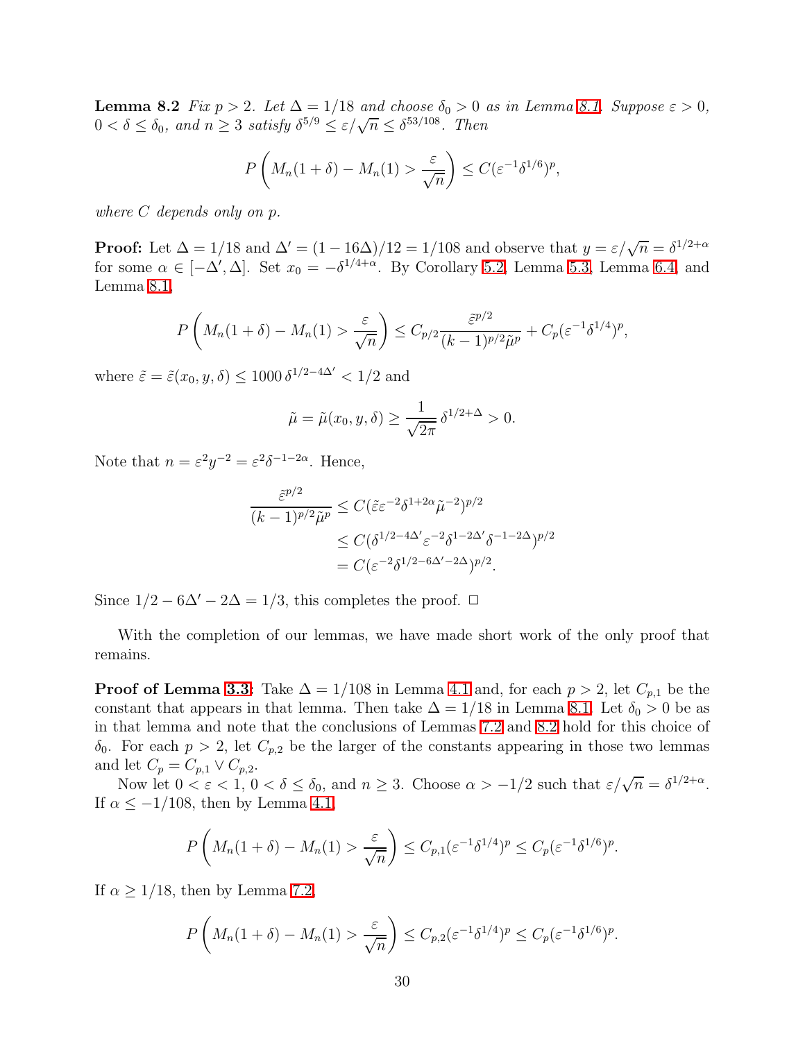**Lemma 8.2** *Fix $p > 2$. Let $\Delta = 1/18$ and choose $\delta_0 > 0$ as in Lemma 8.1. Suppose $\varepsilon > 0$, $0 < \delta \le \delta_0$, and $n \ge 3$ satisfy $\delta^{5/9} \le \varepsilon/\sqrt{n} \le \delta^{53/108}$. Then*

$$P\left(M_n(1+\delta) - M_n(1) > \frac{\varepsilon}{\sqrt{n}}\right) \le C(\varepsilon^{-1}\delta^{1/6})^p,$$

*where $C$ depends only on $p$.*

**Proof:** Let $\Delta = 1/18$ and $\Delta' = (1-16\Delta)/12 = 1/108$ and observe that $y = \varepsilon/\sqrt{n} = \delta^{1/2+\alpha}$ for some $\alpha \in [-\Delta', \Delta]$. Set $x_0 = -\delta^{1/4+\alpha}$. By Corollary 5.2, Lemma 5.3, Lemma 6.4, and Lemma 8.1,

$$P\left(M_n(1+\delta) - M_n(1) > \frac{\varepsilon}{\sqrt{n}}\right) \le C_{p/2}\frac{\tilde{\varepsilon}^{p/2}}{(k-1)^{p/2}\tilde{\mu}^p} + C_p(\varepsilon^{-1}\delta^{1/4})^p,$$

where $\tilde{\varepsilon} = \tilde{\varepsilon}(x_0, y, \delta) \le 1000\,\delta^{1/2-4\Delta'} < 1/2$ and

$$\tilde{\mu} = \tilde{\mu}(x_0, y, \delta) \ge \frac{1}{\sqrt{2\pi}}\,\delta^{1/2+\Delta} > 0.$$

Note that $n = \varepsilon^2 y^{-2} = \varepsilon^2\delta^{-1-2\alpha}$. Hence,

$$\begin{aligned}
\frac{\tilde{\varepsilon}^{p/2}}{(k-1)^{p/2}\tilde{\mu}^p} &\le C(\tilde{\varepsilon}\varepsilon^{-2}\delta^{1+2\alpha}\tilde{\mu}^{-2})^{p/2} \\
&\le C(\delta^{1/2-4\Delta'}\varepsilon^{-2}\delta^{1-2\Delta'}\delta^{-1-2\Delta})^{p/2} \\
&= C(\varepsilon^{-2}\delta^{1/2-6\Delta'-2\Delta})^{p/2}.
\end{aligned}$$

Since $1/2 - 6\Delta' - 2\Delta = 1/3$, this completes the proof. $\Box$

With the completion of our lemmas, we have made short work of the only proof that remains.

**Proof of Lemma 3.3:** Take $\Delta = 1/108$ in Lemma 4.1 and, for each $p > 2$, let $C_{p,1}$ be the constant that appears in that lemma. Then take $\Delta = 1/18$ in Lemma 8.1. Let $\delta_0 > 0$ be as in that lemma and note that the conclusions of Lemmas 7.2 and 8.2 hold for this choice of $\delta_0$. For each $p > 2$, let $C_{p,2}$ be the larger of the constants appearing in those two lemmas and let $C_p = C_{p,1} \vee C_{p,2}$.

Now let $0 < \varepsilon < 1$, $0 < \delta \le \delta_0$, and $n \ge 3$. Choose $\alpha > -1/2$ such that $\varepsilon/\sqrt{n} = \delta^{1/2+\alpha}$. If $\alpha \le -1/108$, then by Lemma 4.1,

$$P\left(M_n(1+\delta) - M_n(1) > \frac{\varepsilon}{\sqrt{n}}\right) \le C_{p,1}(\varepsilon^{-1}\delta^{1/4})^p \le C_p(\varepsilon^{-1}\delta^{1/6})^p.$$

If $\alpha \ge 1/18$, then by Lemma 7.2,

$$P\left(M_n(1+\delta) - M_n(1) > \frac{\varepsilon}{\sqrt{n}}\right) \le C_{p,2}(\varepsilon^{-1}\delta^{1/4})^p \le C_p(\varepsilon^{-1}\delta^{1/6})^p.$$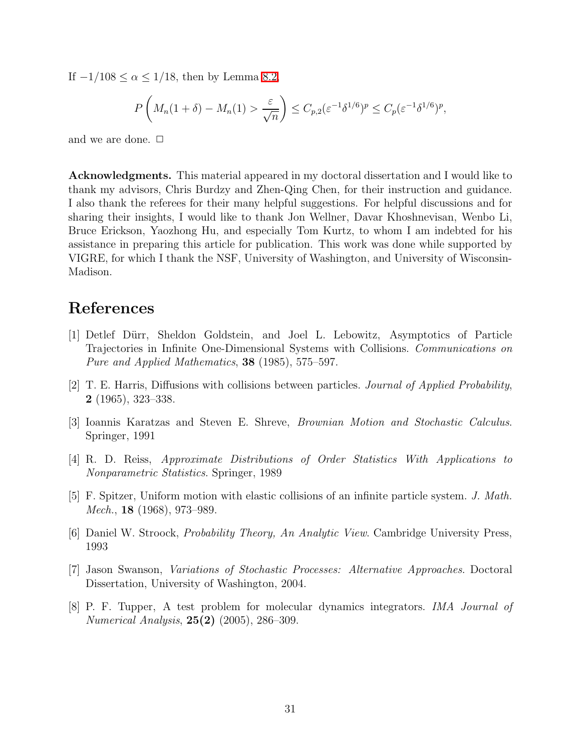If $-1/108 \leq \alpha \leq 1/18$, then by Lemma 8.2,

$$P\left(M_n(1+\delta) - M_n(1) > \frac{\varepsilon}{\sqrt{n}}\right) \leq C_{p,2}(\varepsilon^{-1}\delta^{1/6})^p \leq C_p(\varepsilon^{-1}\delta^{1/6})^p,$$

and we are done. □

**Acknowledgments.** This material appeared in my doctoral dissertation and I would like to thank my advisors, Chris Burdzy and Zhen-Qing Chen, for their instruction and guidance. I also thank the referees for their many helpful suggestions. For helpful discussions and for sharing their insights, I would like to thank Jon Wellner, Davar Khoshnevisan, Wenbo Li, Bruce Erickson, Yaozhong Hu, and especially Tom Kurtz, to whom I am indebted for his assistance in preparing this article for publication. This work was done while supported by VIGRE, for which I thank the NSF, University of Washington, and University of Wisconsin-Madison.

# References

[1] Detlef Dürr, Sheldon Goldstein, and Joel L. Lebowitz, Asymptotics of Particle Trajectories in Infinite One-Dimensional Systems with Collisions. *Communications on Pure and Applied Mathematics*, **38** (1985), 575–597.

[2] T. E. Harris, Diffusions with collisions between particles. *Journal of Applied Probability*, **2** (1965), 323–338.

[3] Ioannis Karatzas and Steven E. Shreve, *Brownian Motion and Stochastic Calculus*. Springer, 1991

[4] R. D. Reiss, *Approximate Distributions of Order Statistics With Applications to Nonparametric Statistics*. Springer, 1989

[5] F. Spitzer, Uniform motion with elastic collisions of an infinite particle system. *J. Math. Mech.*, **18** (1968), 973–989.

[6] Daniel W. Stroock, *Probability Theory, An Analytic View*. Cambridge University Press, 1993

[7] Jason Swanson, *Variations of Stochastic Processes: Alternative Approaches*. Doctoral Dissertation, University of Washington, 2004.

[8] P. F. Tupper, A test problem for molecular dynamics integrators. *IMA Journal of Numerical Analysis*, **25(2)** (2005), 286–309.